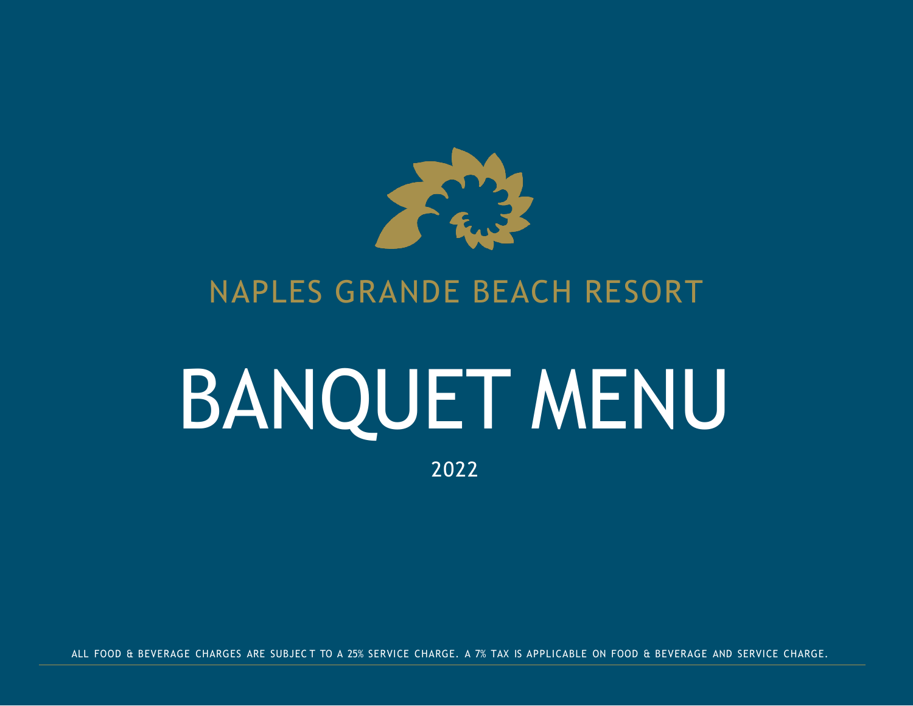NAPLES GRANDE BEACH RESORT

# BANQUET MENU

2022

ALL FOOD & BEVERAGE CHARGES ARE SUBJECT TO A 25% SERVICE CHARGE. A 7% TAX IS APPLICABLE ON FOOD & BEVERAGE AND SERVICE CHARGE.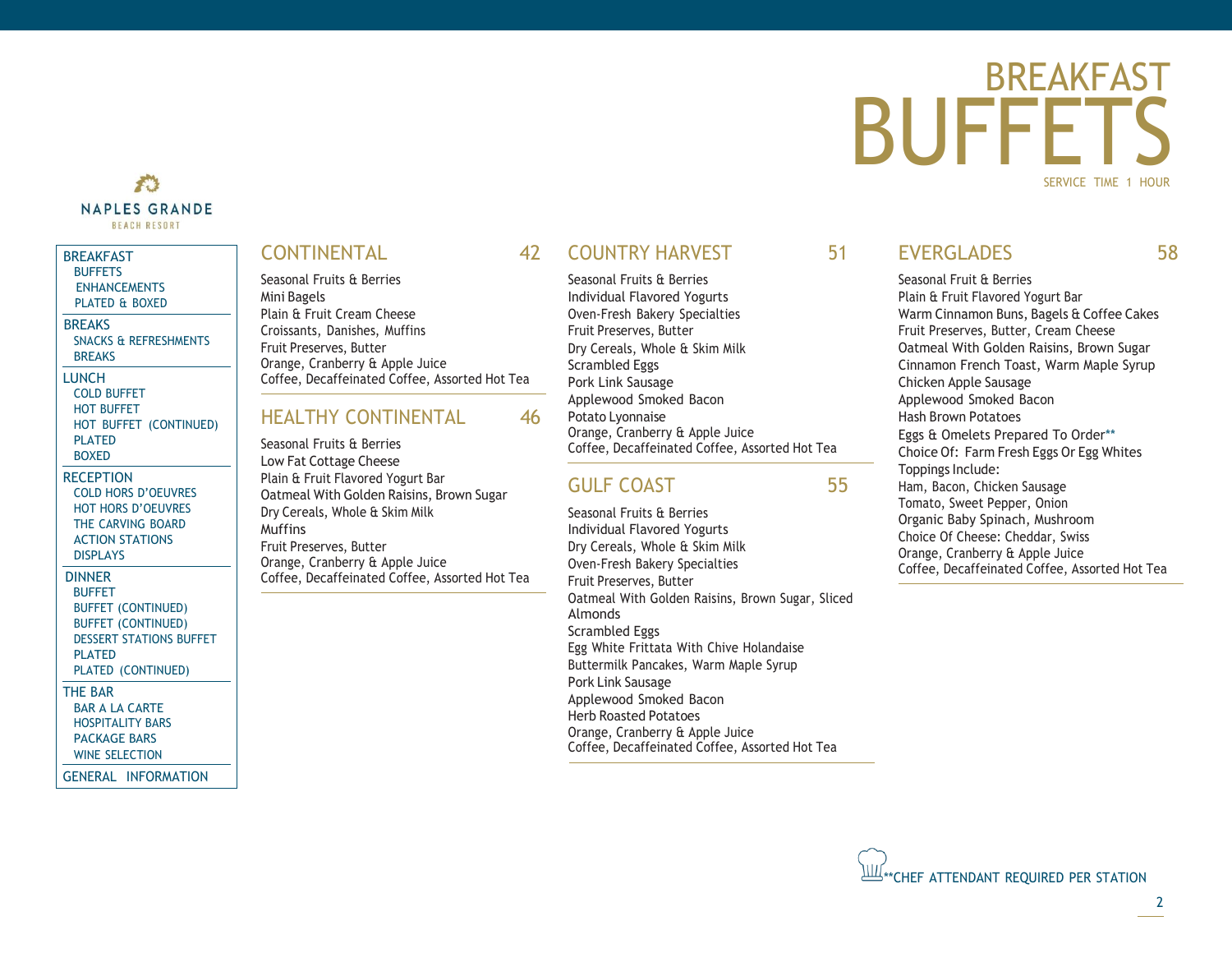# BREAKFAST BUFFETS

SERVICE TIME 1 HOUR

NAPLES GRANDE
BEACH RESORT

- BREAKFAST
  - BUFFETS
  - ENHANCEMENTS
  - PLATED & BOXED
- BREAKS
  - SNACKS & REFRESHMENTS
  - BREAKS
- LUNCH
  - COLD BUFFET
  - HOT BUFFET
  - HOT BUFFET (CONTINUED)
  - PLATED
  - BOXED
- RECEPTION
  - COLD HORS D'OEUVRES
  - HOT HORS D'OEUVRES
  - THE CARVING BOARD
  - ACTION STATIONS
  - DISPLAYS
- DINNER
  - BUFFET
  - BUFFET (CONTINUED)
  - BUFFET (CONTINUED)
  - DESSERT STATIONS BUFFET
  - PLATED
  - PLATED (CONTINUED)
- THE BAR
  - BAR A LA CARTE
  - HOSPITALITY BARS
  - PACKAGE BARS
  - WINE SELECTION
- GENERAL INFORMATION

## CONTINENTAL 42

Seasonal Fruits & Berries
Mini Bagels
Plain & Fruit Cream Cheese
Croissants, Danishes, Muffins
Fruit Preserves, Butter
Orange, Cranberry & Apple Juice
Coffee, Decaffeinated Coffee, Assorted Hot Tea

## HEALTHY CONTINENTAL 46

Seasonal Fruits & Berries
Low Fat Cottage Cheese
Plain & Fruit Flavored Yogurt Bar
Oatmeal With Golden Raisins, Brown Sugar
Dry Cereals, Whole & Skim Milk
Muffins
Fruit Preserves, Butter
Orange, Cranberry & Apple Juice
Coffee, Decaffeinated Coffee, Assorted Hot Tea

## COUNTRY HARVEST 51

Seasonal Fruits & Berries
Individual Flavored Yogurts
Oven-Fresh Bakery Specialties
Fruit Preserves, Butter
Dry Cereals, Whole & Skim Milk
Scrambled Eggs
Pork Link Sausage
Applewood Smoked Bacon
Potato Lyonnaise
Orange, Cranberry & Apple Juice
Coffee, Decaffeinated Coffee, Assorted Hot Tea

## GULF COAST 55

Seasonal Fruits & Berries
Individual Flavored Yogurts
Dry Cereals, Whole & Skim Milk
Oven-Fresh Bakery Specialties
Fruit Preserves, Butter
Oatmeal With Golden Raisins, Brown Sugar, Sliced Almonds
Scrambled Eggs
Egg White Frittata With Chive Holandaise
Buttermilk Pancakes, Warm Maple Syrup
Pork Link Sausage
Applewood Smoked Bacon
Herb Roasted Potatoes
Orange, Cranberry & Apple Juice
Coffee, Decaffeinated Coffee, Assorted Hot Tea

## EVERGLADES 58

Seasonal Fruit & Berries
Plain & Fruit Flavored Yogurt Bar
Warm Cinnamon Buns, Bagels & Coffee Cakes
Fruit Preserves, Butter, Cream Cheese
Oatmeal With Golden Raisins, Brown Sugar
Cinnamon French Toast, Warm Maple Syrup
Chicken Apple Sausage
Applewood Smoked Bacon
Hash Brown Potatoes
Eggs & Omelets Prepared To Order**
Choice Of: Farm Fresh Eggs Or Egg Whites
Toppings Include:
Ham, Bacon, Chicken Sausage
Tomato, Sweet Pepper, Onion
Organic Baby Spinach, Mushroom
Choice Of Cheese: Cheddar, Swiss
Orange, Cranberry & Apple Juice
Coffee, Decaffeinated Coffee, Assorted Hot Tea

**CHEF ATTENDANT REQUIRED PER STATION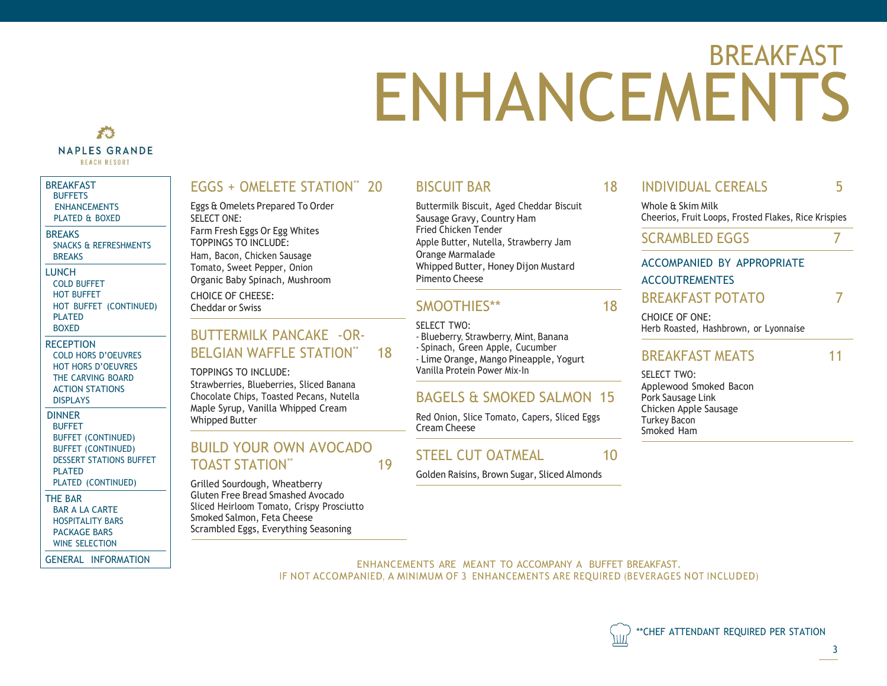# BREAKFAST ENHANCEMENTS

NAPLES GRANDE
BEACH RESORT

- BREAKFAST
  - BUFFETS
  - ENHANCEMENTS
  - PLATED & BOXED
- BREAKS
  - SNACKS & REFRESHMENTS
  - BREAKS
- LUNCH
  - COLD BUFFET
  - HOT BUFFET
  - HOT BUFFET (CONTINUED)
  - PLATED
  - BOXED
- RECEPTION
  - COLD HORS D'OEUVRES
  - HOT HORS D'OEUVRES
  - THE CARVING BOARD
  - ACTION STATIONS
  - DISPLAYS
- DINNER
  - BUFFET
  - BUFFET (CONTINUED)
  - BUFFET (CONTINUED)
  - DESSERT STATIONS BUFFET
  - PLATED
  - PLATED (CONTINUED)
- THE BAR
  - BAR A LA CARTE
  - HOSPITALITY BARS
  - PACKAGE BARS
  - WINE SELECTION
- GENERAL INFORMATION

## EGGS + OMELETE STATION** 20

Eggs & Omelets Prepared To Order
SELECT ONE:
Farm Fresh Eggs Or Egg Whites
TOPPINGS TO INCLUDE:
Ham, Bacon, Chicken Sausage
Tomato, Sweet Pepper, Onion
Organic Baby Spinach, Mushroom

CHOICE OF CHEESE:
Cheddar or Swiss

## BUTTERMILK PANCAKE -OR- BELGIAN WAFFLE STATION** 18

TOPPINGS TO INCLUDE:
Strawberries, Blueberries, Sliced Banana
Chocolate Chips, Toasted Pecans, Nutella
Maple Syrup, Vanilla Whipped Cream
Whipped Butter

## BUILD YOUR OWN AVOCADO TOAST STATION** 19

Grilled Sourdough, Wheatberry
Gluten Free Bread Smashed Avocado
Sliced Heirloom Tomato, Crispy Prosciutto
Smoked Salmon, Feta Cheese
Scrambled Eggs, Everything Seasoning

## BISCUIT BAR 18

Buttermilk Biscuit, Aged Cheddar Biscuit
Sausage Gravy, Country Ham
Fried Chicken Tender
Apple Butter, Nutella, Strawberry Jam
Orange Marmalade
Whipped Butter, Honey Dijon Mustard
Pimento Cheese

## SMOOTHIES** 18

SELECT TWO:
- Blueberry, Strawberry, Mint, Banana
- Spinach, Green Apple, Cucumber
- Lime Orange, Mango Pineapple, Yogurt

Vanilla Protein Power Mix-In

## BAGELS & SMOKED SALMON 15

Red Onion, Slice Tomato, Capers, Sliced Eggs
Cream Cheese

## STEEL CUT OATMEAL 10

Golden Raisins, Brown Sugar, Sliced Almonds

## INDIVIDUAL CEREALS 5

Whole & Skim Milk
Cheerios, Fruit Loops, Frosted Flakes, Rice Krispies

## SCRAMBLED EGGS 7

ACCOMPANIED BY APPROPRIATE ACCOUTREMENTES

## BREAKFAST POTATO 7

CHOICE OF ONE:
Herb Roasted, Hashbrown, or Lyonnaise

## BREAKFAST MEATS 11

SELECT TWO:
Applewood Smoked Bacon
Pork Sausage Link
Chicken Apple Sausage
Turkey Bacon
Smoked Ham

ENHANCEMENTS ARE MEANT TO ACCOMPANY A BUFFET BREAKFAST.
IF NOT ACCOMPANIED, A MINIMUM OF 3 ENHANCEMENTS ARE REQUIRED (BEVERAGES NOT INCLUDED)

**CHEF ATTENDANT REQUIRED PER STATION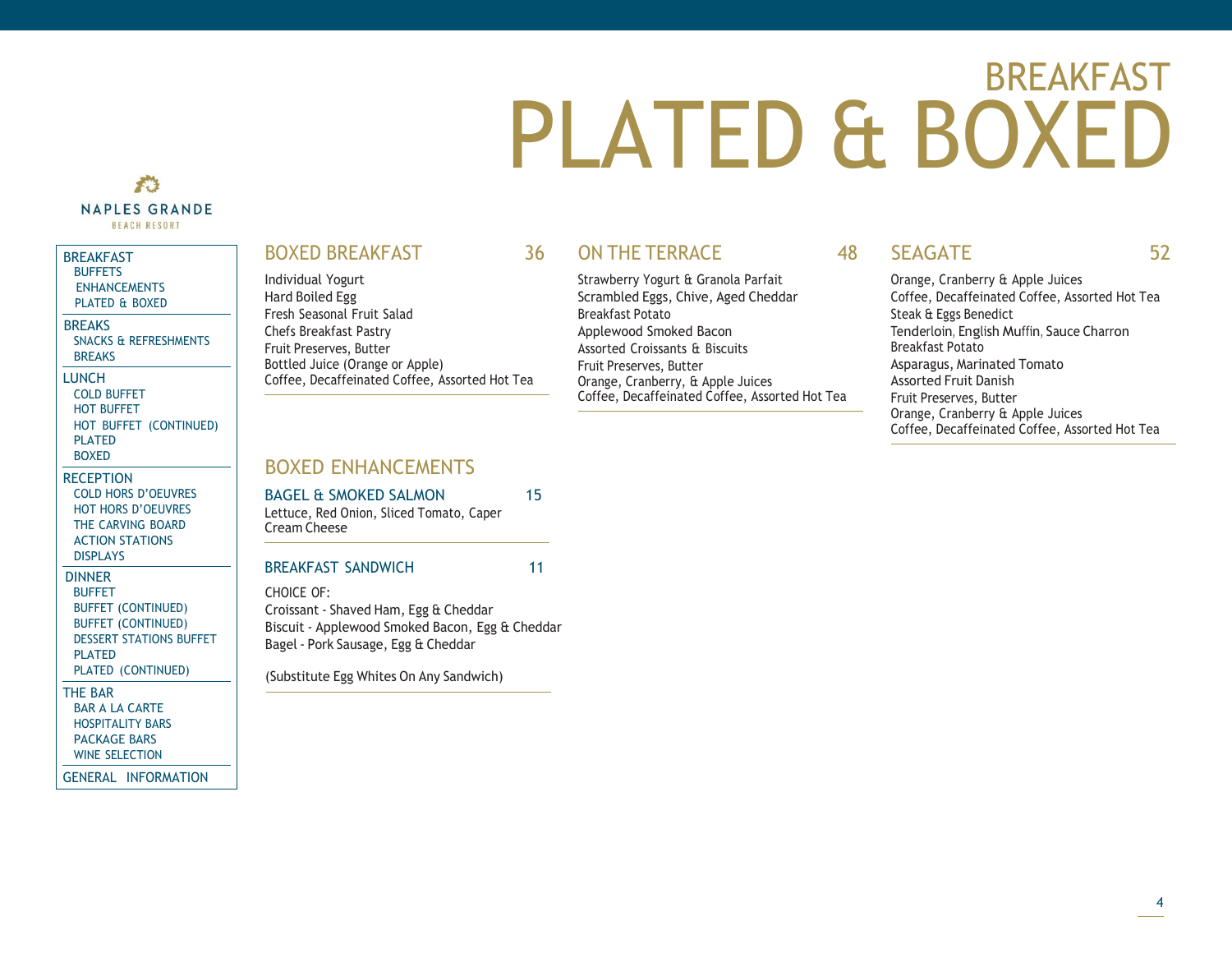# BREAKFAST
# PLATED & BOXED

NAPLES GRANDE
BEACH RESORT

- BREAKFAST
  - BUFFETS
  - ENHANCEMENTS
  - PLATED & BOXED
- BREAKS
  - SNACKS & REFRESHMENTS
  - BREAKS
- LUNCH
  - COLD BUFFET
  - HOT BUFFET
  - HOT BUFFET (CONTINUED)
  - PLATED
  - BOXED
- RECEPTION
  - COLD HORS D'OEUVRES
  - HOT HORS D'OEUVRES
  - THE CARVING BOARD
  - ACTION STATIONS
  - DISPLAYS
- DINNER
  - BUFFET
  - BUFFET (CONTINUED)
  - BUFFET (CONTINUED)
  - DESSERT STATIONS BUFFET
  - PLATED
  - PLATED (CONTINUED)
- THE BAR
  - BAR A LA CARTE
  - HOSPITALITY BARS
  - PACKAGE BARS
  - WINE SELECTION
- GENERAL INFORMATION

## BOXED BREAKFAST — 36

Individual Yogurt
Hard Boiled Egg
Fresh Seasonal Fruit Salad
Chefs Breakfast Pastry
Fruit Preserves, Butter
Bottled Juice (Orange or Apple)
Coffee, Decaffeinated Coffee, Assorted Hot Tea

## ON THE TERRACE — 48

Strawberry Yogurt & Granola Parfait
Scrambled Eggs, Chive, Aged Cheddar
Breakfast Potato
Applewood Smoked Bacon
Assorted Croissants & Biscuits
Fruit Preserves, Butter
Orange, Cranberry, & Apple Juices
Coffee, Decaffeinated Coffee, Assorted Hot Tea

## SEAGATE — 52

Orange, Cranberry & Apple Juices
Coffee, Decaffeinated Coffee, Assorted Hot Tea
Steak & Eggs Benedict
Tenderloin, English Muffin, Sauce Charron
Breakfast Potato
Asparagus, Marinated Tomato
Assorted Fruit Danish
Fruit Preserves, Butter
Orange, Cranberry & Apple Juices
Coffee, Decaffeinated Coffee, Assorted Hot Tea

## BOXED ENHANCEMENTS

### BAGEL & SMOKED SALMON — 15

Lettuce, Red Onion, Sliced Tomato, Caper
Cream Cheese

### BREAKFAST SANDWICH — 11

CHOICE OF:
Croissant - Shaved Ham, Egg & Cheddar
Biscuit - Applewood Smoked Bacon, Egg & Cheddar
Bagel - Pork Sausage, Egg & Cheddar

(Substitute Egg Whites On Any Sandwich)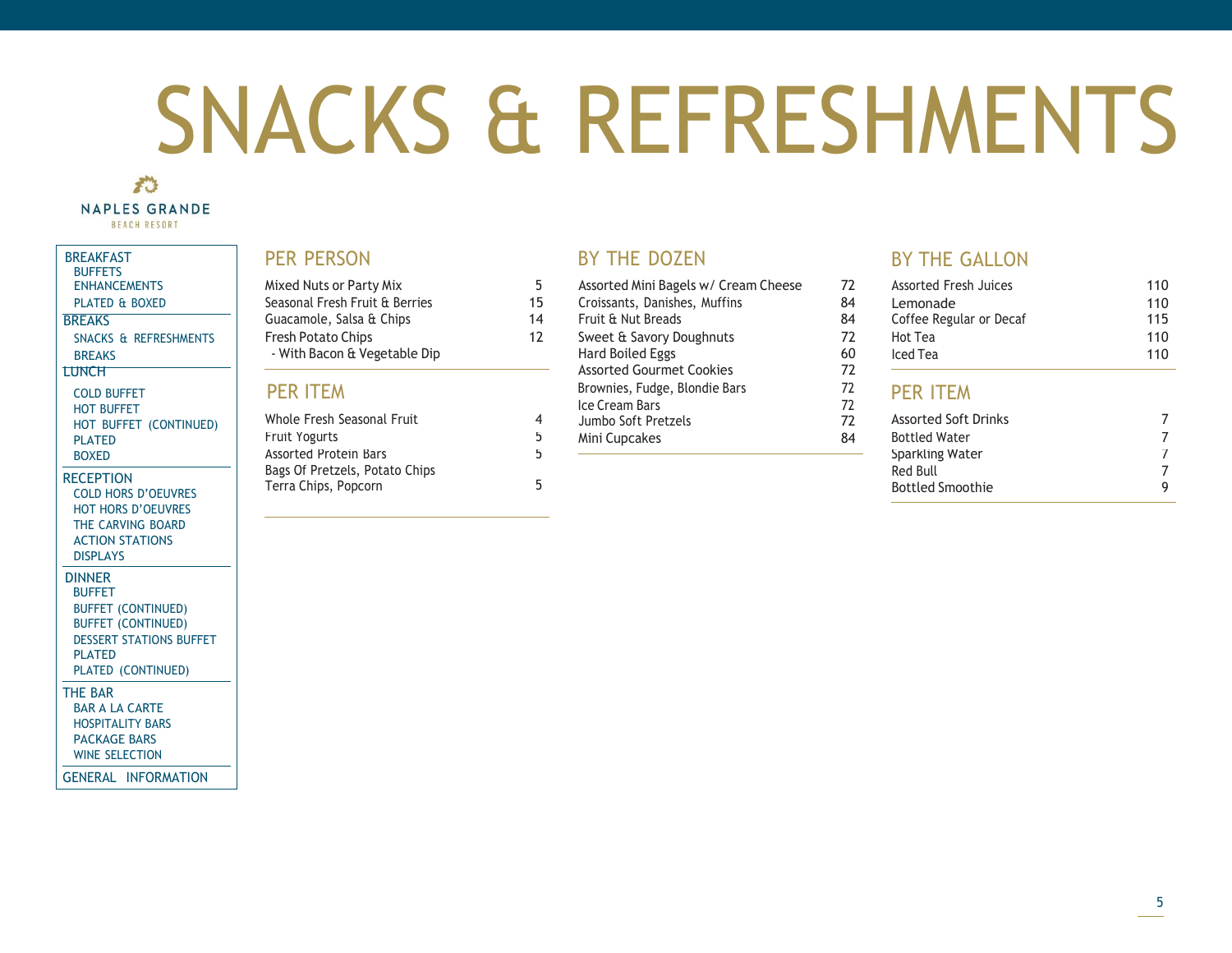# SNACKS & REFRESHMENTS

NAPLES GRANDE
BEACH RESORT

- BREAKFAST
  - BUFFETS
  - ENHANCEMENTS
  - PLATED & BOXED
- BREAKS
  - SNACKS & REFRESHMENTS
  - BREAKS
- LUNCH
  - COLD BUFFET
  - HOT BUFFET
  - HOT BUFFET (CONTINUED)
  - PLATED
  - BOXED
- RECEPTION
  - COLD HORS D'OEUVRES
  - HOT HORS D'OEUVRES
  - THE CARVING BOARD
  - ACTION STATIONS
  - DISPLAYS
- DINNER
  - BUFFET
  - BUFFET (CONTINUED)
  - BUFFET (CONTINUED)
  - DESSERT STATIONS BUFFET
  - PLATED
  - PLATED (CONTINUED)
- THE BAR
  - BAR A LA CARTE
  - HOSPITALITY BARS
  - PACKAGE BARS
  - WINE SELECTION
- GENERAL INFORMATION

## PER PERSON

| Item | Price |
|---|---|
| Mixed Nuts or Party Mix | 5 |
| Seasonal Fresh Fruit & Berries | 15 |
| Guacamole, Salsa & Chips | 14 |
| Fresh Potato Chips<br>- With Bacon & Vegetable Dip | 12 |

## PER ITEM

| Item | Price |
|---|---|
| Whole Fresh Seasonal Fruit | 4 |
| Fruit Yogurts | 5 |
| Assorted Protein Bars | 5 |
| Bags Of Pretzels, Potato Chips<br>Terra Chips, Popcorn | 5 |

## BY THE DOZEN

| Item | Price |
|---|---|
| Assorted Mini Bagels w/ Cream Cheese | 72 |
| Croissants, Danishes, Muffins | 84 |
| Fruit & Nut Breads | 84 |
| Sweet & Savory Doughnuts | 72 |
| Hard Boiled Eggs | 60 |
| Assorted Gourmet Cookies | 72 |
| Brownies, Fudge, Blondie Bars | 72 |
| Ice Cream Bars | 72 |
| Jumbo Soft Pretzels | 72 |
| Mini Cupcakes | 84 |

## BY THE GALLON

| Item | Price |
|---|---|
| Assorted Fresh Juices | 110 |
| Lemonade | 110 |
| Coffee Regular or Decaf | 115 |
| Hot Tea | 110 |
| Iced Tea | 110 |

## PER ITEM

| Item | Price |
|---|---|
| Assorted Soft Drinks | 7 |
| Bottled Water | 7 |
| Sparkling Water | 7 |
| Red Bull | 7 |
| Bottled Smoothie | 9 |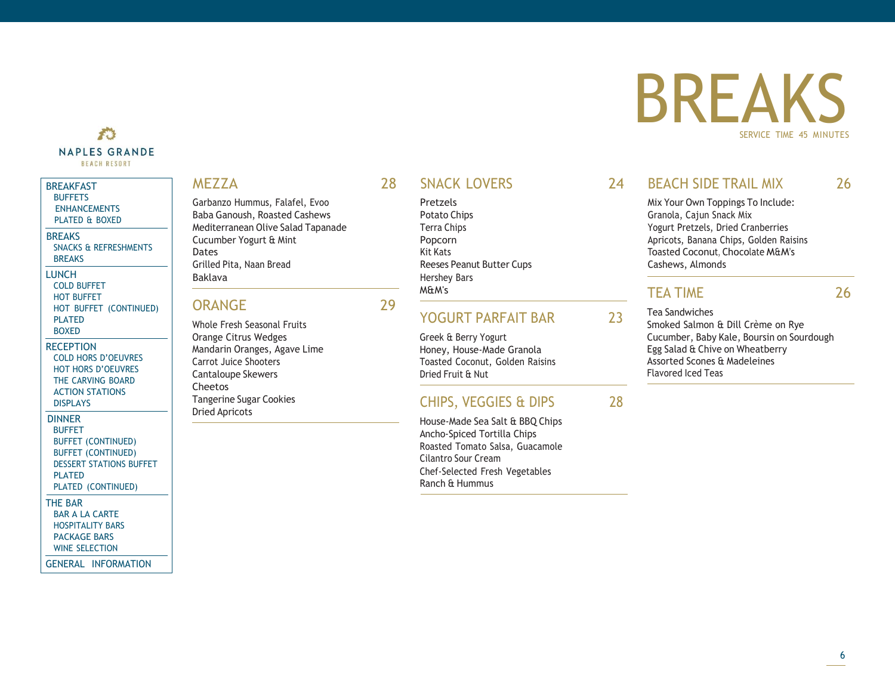# BREAKS

SERVICE TIME 45 MINUTES

NAPLES GRANDE
BEACH RESORT

- BREAKFAST
  - BUFFETS
  - ENHANCEMENTS
  - PLATED & BOXED
- BREAKS
  - SNACKS & REFRESHMENTS
  - BREAKS
- LUNCH
  - COLD BUFFET
  - HOT BUFFET
  - HOT BUFFET (CONTINUED)
  - PLATED
  - BOXED
- RECEPTION
  - COLD HORS D'OEUVRES
  - HOT HORS D'OEUVRES
  - THE CARVING BOARD
  - ACTION STATIONS
  - DISPLAYS
- DINNER
  - BUFFET
  - BUFFET (CONTINUED)
  - BUFFET (CONTINUED)
  - DESSERT STATIONS BUFFET
  - PLATED
  - PLATED (CONTINUED)
- THE BAR
  - BAR A LA CARTE
  - HOSPITALITY BARS
  - PACKAGE BARS
  - WINE SELECTION
- GENERAL INFORMATION

## MEZZA — 28

Garbanzo Hummus, Falafel, Evoo
Baba Ganoush, Roasted Cashews
Mediterranean Olive Salad Tapanade
Cucumber Yogurt & Mint
Dates
Grilled Pita, Naan Bread
Baklava

## ORANGE — 29

Whole Fresh Seasonal Fruits
Orange Citrus Wedges
Mandarin Oranges, Agave Lime
Carrot Juice Shooters
Cantaloupe Skewers
Cheetos
Tangerine Sugar Cookies
Dried Apricots

## SNACK LOVERS — 24

Pretzels
Potato Chips
Terra Chips
Popcorn
Kit Kats
Reeses Peanut Butter Cups
Hershey Bars
M&M's

## YOGURT PARFAIT BAR — 23

Greek & Berry Yogurt
Honey, House-Made Granola
Toasted Coconut, Golden Raisins
Dried Fruit & Nut

## CHIPS, VEGGIES & DIPS — 28

House-Made Sea Salt & BBQ Chips
Ancho-Spiced Tortilla Chips
Roasted Tomato Salsa, Guacamole
Cilantro Sour Cream
Chef-Selected Fresh Vegetables
Ranch & Hummus

## BEACH SIDE TRAIL MIX — 26

Mix Your Own Toppings To Include:
Granola, Cajun Snack Mix
Yogurt Pretzels, Dried Cranberries
Apricots, Banana Chips, Golden Raisins
Toasted Coconut, Chocolate M&M's
Cashews, Almonds

## TEA TIME — 26

Tea Sandwiches
Smoked Salmon & Dill Crème on Rye
Cucumber, Baby Kale, Boursin on Sourdough
Egg Salad & Chive on Wheatberry
Assorted Scones & Madeleines
Flavored Iced Teas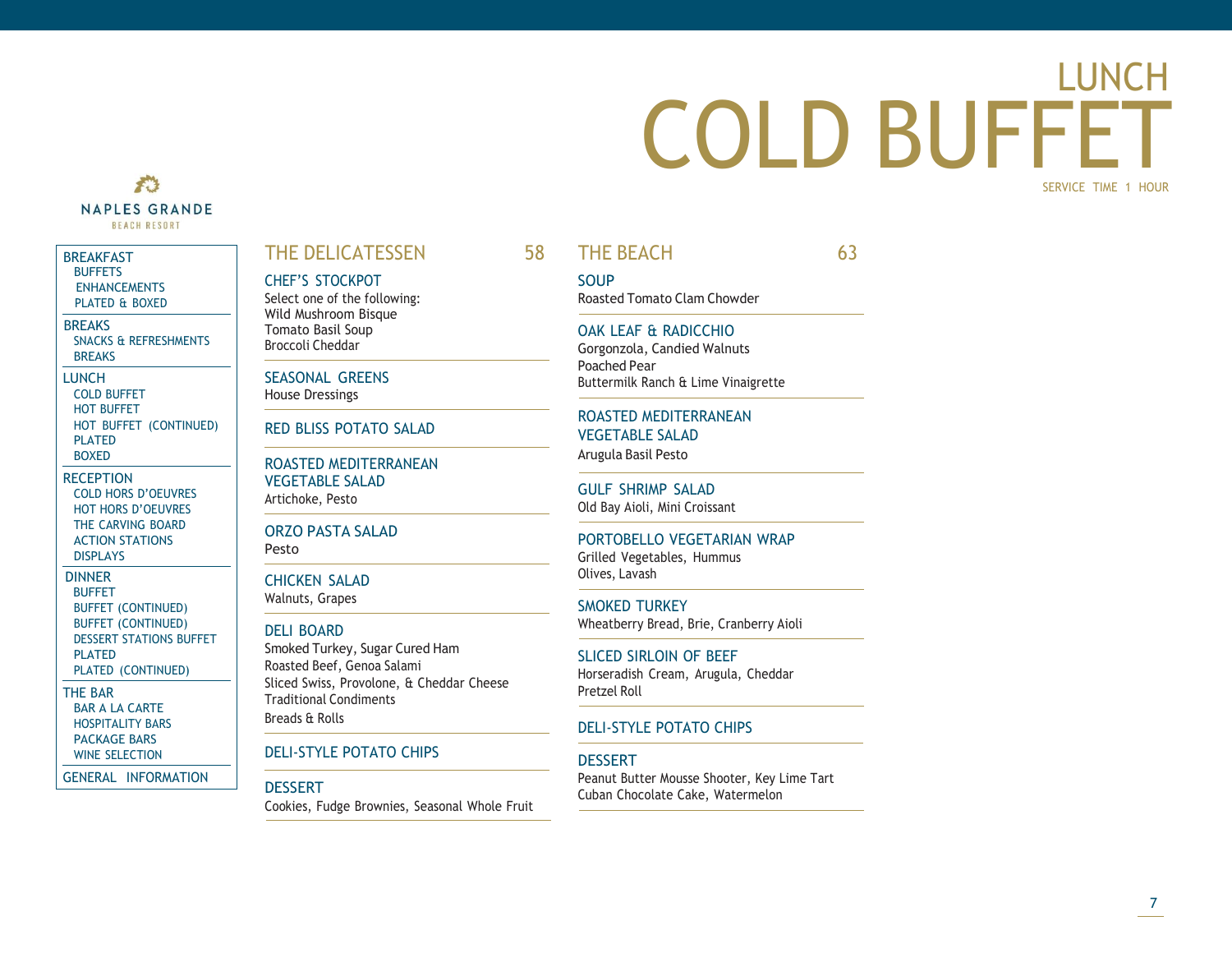# LUNCH COLD BUFFET

SERVICE TIME 1 HOUR

NAPLES GRANDE
BEACH RESORT

- BREAKFAST
  - BUFFETS
  - ENHANCEMENTS
  - PLATED & BOXED
- BREAKS
  - SNACKS & REFRESHMENTS
  - BREAKS
- LUNCH
  - COLD BUFFET
  - HOT BUFFET
  - HOT BUFFET (CONTINUED)
  - PLATED
  - BOXED
- RECEPTION
  - COLD HORS D'OEUVRES
  - HOT HORS D'OEUVRES
  - THE CARVING BOARD
  - ACTION STATIONS
  - DISPLAYS
- DINNER
  - BUFFET
  - BUFFET (CONTINUED)
  - BUFFET (CONTINUED)
  - DESSERT STATIONS BUFFET
  - PLATED
  - PLATED (CONTINUED)
- THE BAR
  - BAR A LA CARTE
  - HOSPITALITY BARS
  - PACKAGE BARS
  - WINE SELECTION
- GENERAL INFORMATION

## THE DELICATESSEN 58

### CHEF'S STOCKPOT
Select one of the following:
Wild Mushroom Bisque
Tomato Basil Soup
Broccoli Cheddar

### SEASONAL GREENS
House Dressings

### RED BLISS POTATO SALAD

### ROASTED MEDITERRANEAN VEGETABLE SALAD
Artichoke, Pesto

### ORZO PASTA SALAD
Pesto

### CHICKEN SALAD
Walnuts, Grapes

### DELI BOARD
Smoked Turkey, Sugar Cured Ham
Roasted Beef, Genoa Salami
Sliced Swiss, Provolone, & Cheddar Cheese
Traditional Condiments
Breads & Rolls

### DELI-STYLE POTATO CHIPS

### DESSERT
Cookies, Fudge Brownies, Seasonal Whole Fruit

## THE BEACH 63

### SOUP
Roasted Tomato Clam Chowder

### OAK LEAF & RADICCHIO
Gorgonzola, Candied Walnuts
Poached Pear
Buttermilk Ranch & Lime Vinaigrette

### ROASTED MEDITERRANEAN VEGETABLE SALAD
Arugula Basil Pesto

### GULF SHRIMP SALAD
Old Bay Aioli, Mini Croissant

### PORTOBELLO VEGETARIAN WRAP
Grilled Vegetables, Hummus
Olives, Lavash

### SMOKED TURKEY
Wheatberry Bread, Brie, Cranberry Aioli

### SLICED SIRLOIN OF BEEF
Horseradish Cream, Arugula, Cheddar
Pretzel Roll

### DELI-STYLE POTATO CHIPS

### DESSERT
Peanut Butter Mousse Shooter, Key Lime Tart
Cuban Chocolate Cake, Watermelon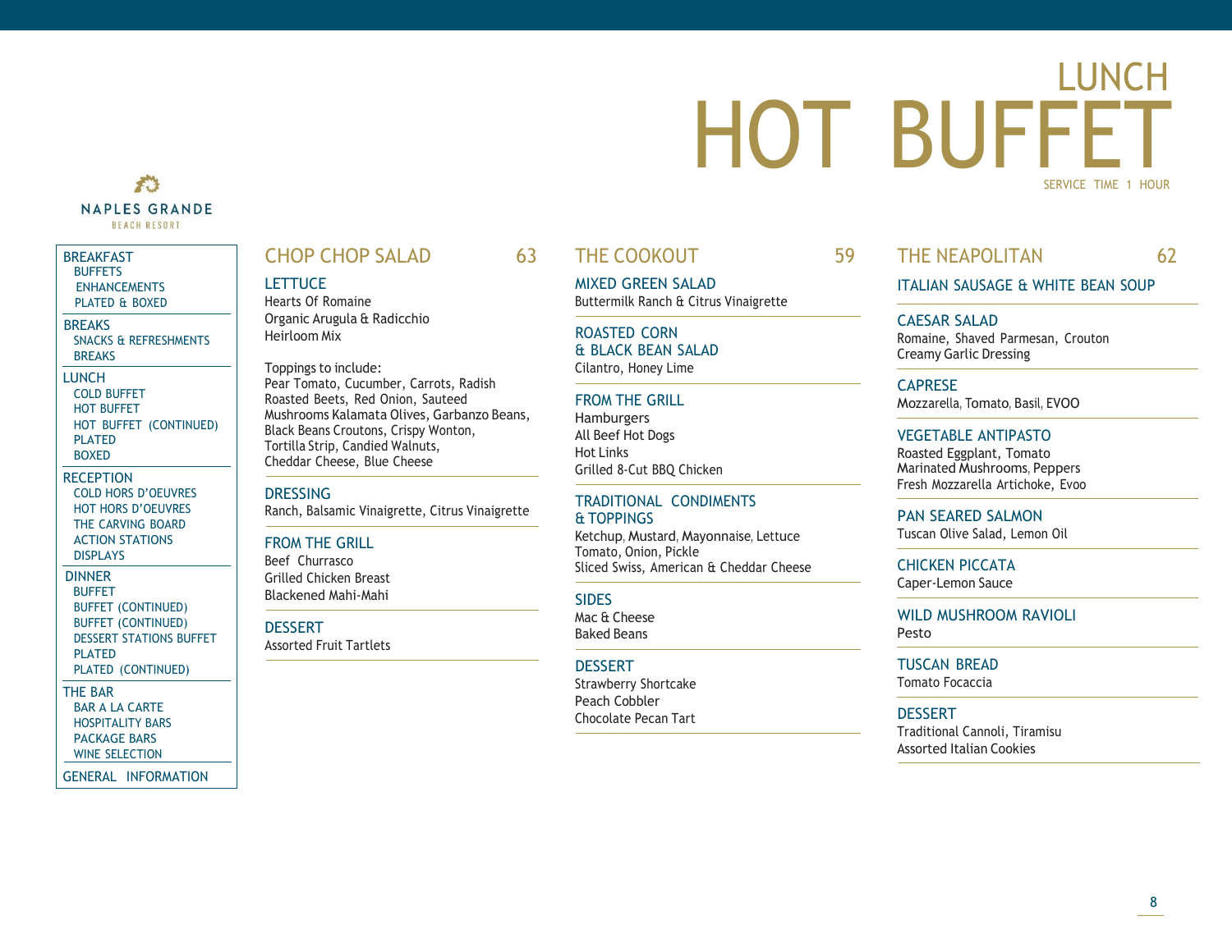# LUNCH HOT BUFFET

SERVICE TIME 1 HOUR

NAPLES GRANDE
BEACH RESORT

- BREAKFAST
  - BUFFETS
  - ENHANCEMENTS
  - PLATED & BOXED
- BREAKS
  - SNACKS & REFRESHMENTS
  - BREAKS
- LUNCH
  - COLD BUFFET
  - HOT BUFFET
  - HOT BUFFET (CONTINUED)
  - PLATED
  - BOXED
- RECEPTION
  - COLD HORS D'OEUVRES
  - HOT HORS D'OEUVRES
  - THE CARVING BOARD
  - ACTION STATIONS
  - DISPLAYS
- DINNER
  - BUFFET
  - BUFFET (CONTINUED)
  - BUFFET (CONTINUED)
  - DESSERT STATIONS BUFFET
  - PLATED
  - PLATED (CONTINUED)
- THE BAR
  - BAR A LA CARTE
  - HOSPITALITY BARS
  - PACKAGE BARS
  - WINE SELECTION
- GENERAL INFORMATION

## CHOP CHOP SALAD 63

### LETTUCE
Hearts Of Romaine
Organic Arugula & Radicchio
Heirloom Mix

Toppings to include:
Pear Tomato, Cucumber, Carrots, Radish
Roasted Beets, Red Onion, Sauteed
Mushrooms Kalamata Olives, Garbanzo Beans,
Black Beans Croutons, Crispy Wonton,
Tortilla Strip, Candied Walnuts,
Cheddar Cheese, Blue Cheese

### DRESSING
Ranch, Balsamic Vinaigrette, Citrus Vinaigrette

### FROM THE GRILL
Beef Churrasco
Grilled Chicken Breast
Blackened Mahi-Mahi

### DESSERT
Assorted Fruit Tartlets

## THE COOKOUT 59

### MIXED GREEN SALAD
Buttermilk Ranch & Citrus Vinaigrette

### ROASTED CORN & BLACK BEAN SALAD
Cilantro, Honey Lime

### FROM THE GRILL
Hamburgers
All Beef Hot Dogs
Hot Links
Grilled 8-Cut BBQ Chicken

### TRADITIONAL CONDIMENTS & TOPPINGS
Ketchup, Mustard, Mayonnaise, Lettuce
Tomato, Onion, Pickle
Sliced Swiss, American & Cheddar Cheese

### SIDES
Mac & Cheese
Baked Beans

### DESSERT
Strawberry Shortcake
Peach Cobbler
Chocolate Pecan Tart

## THE NEAPOLITAN 62

### ITALIAN SAUSAGE & WHITE BEAN SOUP

### CAESAR SALAD
Romaine, Shaved Parmesan, Crouton
Creamy Garlic Dressing

### CAPRESE
Mozzarella, Tomato, Basil, EVOO

### VEGETABLE ANTIPASTO
Roasted Eggplant, Tomato
Marinated Mushrooms, Peppers
Fresh Mozzarella Artichoke, Evoo

### PAN SEARED SALMON
Tuscan Olive Salad, Lemon Oil

### CHICKEN PICCATA
Caper-Lemon Sauce

### WILD MUSHROOM RAVIOLI
Pesto

### TUSCAN BREAD
Tomato Focaccia

### DESSERT
Traditional Cannoli, Tiramisu
Assorted Italian Cookies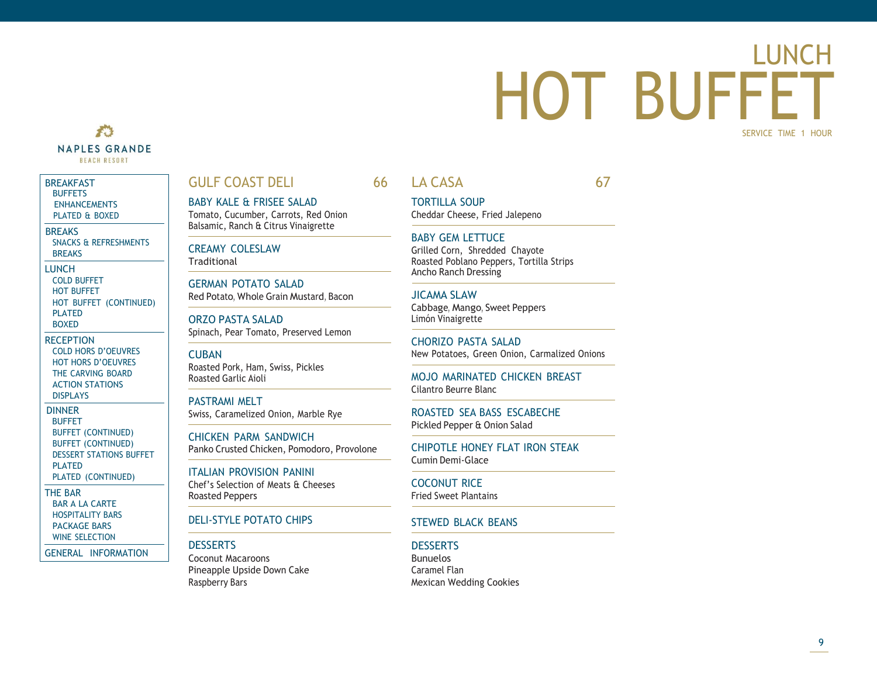# LUNCH HOT BUFFET

SERVICE TIME 1 HOUR

NAPLES GRANDE
BEACH RESORT

- BREAKFAST
  - BUFFETS
  - ENHANCEMENTS
  - PLATED & BOXED
- BREAKS
  - SNACKS & REFRESHMENTS
  - BREAKS
- LUNCH
  - COLD BUFFET
  - HOT BUFFET
  - HOT BUFFET (CONTINUED)
  - PLATED
  - BOXED
- RECEPTION
  - COLD HORS D'OEUVRES
  - HOT HORS D'OEUVRES
  - THE CARVING BOARD
  - ACTION STATIONS
  - DISPLAYS
- DINNER
  - BUFFET
  - BUFFET (CONTINUED)
  - BUFFET (CONTINUED)
  - DESSERT STATIONS BUFFET
  - PLATED
  - PLATED (CONTINUED)
- THE BAR
  - BAR A LA CARTE
  - HOSPITALITY BARS
  - PACKAGE BARS
  - WINE SELECTION
- GENERAL INFORMATION

## GULF COAST DELI — 66

### BABY KALE & FRISEE SALAD
Tomato, Cucumber, Carrots, Red Onion
Balsamic, Ranch & Citrus Vinaigrette

### CREAMY COLESLAW
Traditional

### GERMAN POTATO SALAD
Red Potato, Whole Grain Mustard, Bacon

### ORZO PASTA SALAD
Spinach, Pear Tomato, Preserved Lemon

### CUBAN
Roasted Pork, Ham, Swiss, Pickles
Roasted Garlic Aioli

### PASTRAMI MELT
Swiss, Caramelized Onion, Marble Rye

### CHICKEN PARM SANDWICH
Panko Crusted Chicken, Pomodoro, Provolone

### ITALIAN PROVISION PANINI
Chef's Selection of Meats & Cheeses
Roasted Peppers

### DELI-STYLE POTATO CHIPS

### DESSERTS
Coconut Macaroons
Pineapple Upside Down Cake
Raspberry Bars

## LA CASA — 67

### TORTILLA SOUP
Cheddar Cheese, Fried Jalepeno

### BABY GEM LETTUCE
Grilled Corn, Shredded Chayote
Roasted Poblano Peppers, Tortilla Strips
Ancho Ranch Dressing

### JICAMA SLAW
Cabbage, Mango, Sweet Peppers
Limón Vinaigrette

### CHORIZO PASTA SALAD
New Potatoes, Green Onion, Carmalized Onions

### MOJO MARINATED CHICKEN BREAST
Cilantro Beurre Blanc

### ROASTED SEA BASS ESCABECHE
Pickled Pepper & Onion Salad

### CHIPOTLE HONEY FLAT IRON STEAK
Cumin Demi-Glace

### COCONUT RICE
Fried Sweet Plantains

### STEWED BLACK BEANS

### DESSERTS
Bunuelos
Caramel Flan
Mexican Wedding Cookies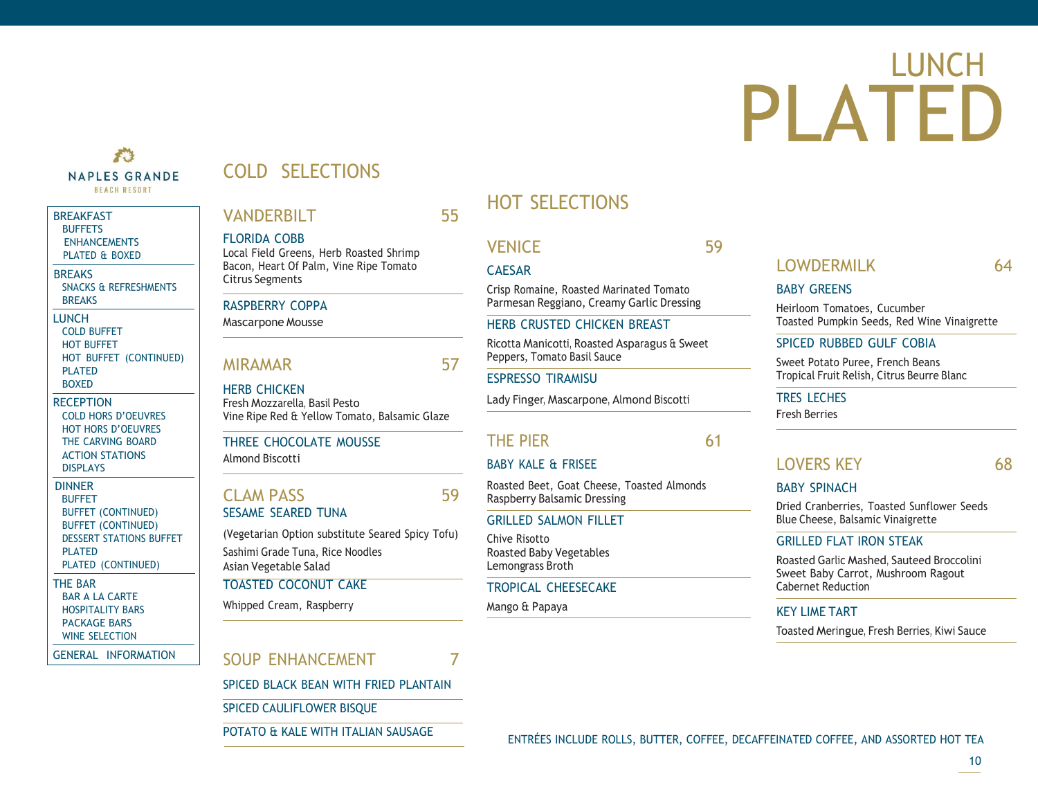# LUNCH PLATED

NAPLES GRANDE
BEACH RESORT

- BREAKFAST
  - BUFFETS
  - ENHANCEMENTS
  - PLATED & BOXED
- BREAKS
  - SNACKS & REFRESHMENTS
  - BREAKS
- LUNCH
  - COLD BUFFET
  - HOT BUFFET
  - HOT BUFFET (CONTINUED)
  - PLATED
  - BOXED
- RECEPTION
  - COLD HORS D'OEUVRES
  - HOT HORS D'OEUVRES
  - THE CARVING BOARD
  - ACTION STATIONS
  - DISPLAYS
- DINNER
  - BUFFET
  - BUFFET (CONTINUED)
  - BUFFET (CONTINUED)
  - DESSERT STATIONS BUFFET
  - PLATED
  - PLATED (CONTINUED)
- THE BAR
  - BAR A LA CARTE
  - HOSPITALITY BARS
  - PACKAGE BARS
  - WINE SELECTION
- GENERAL INFORMATION

## COLD SELECTIONS

### VANDERBILT — 55

**FLORIDA COBB**
Local Field Greens, Herb Roasted Shrimp
Bacon, Heart Of Palm, Vine Ripe Tomato
Citrus Segments

**RASPBERRY COPPA**
Mascarpone Mousse

### MIRAMAR — 57

**HERB CHICKEN**
Fresh Mozzarella, Basil Pesto
Vine Ripe Red & Yellow Tomato, Balsamic Glaze

**THREE CHOCOLATE MOUSSE**
Almond Biscotti

### CLAM PASS — 59

**SESAME SEARED TUNA**
(Vegetarian Option substitute Seared Spicy Tofu)
Sashimi Grade Tuna, Rice Noodles
Asian Vegetable Salad

**TOASTED COCONUT CAKE**
Whipped Cream, Raspberry

### SOUP ENHANCEMENT — 7

- SPICED BLACK BEAN WITH FRIED PLANTAIN
- SPICED CAULIFLOWER BISQUE
- POTATO & KALE WITH ITALIAN SAUSAGE

## HOT SELECTIONS

### VENICE — 59

**CAESAR**
Crisp Romaine, Roasted Marinated Tomato
Parmesan Reggiano, Creamy Garlic Dressing

**HERB CRUSTED CHICKEN BREAST**
Ricotta Manicotti, Roasted Asparagus & Sweet Peppers, Tomato Basil Sauce

**ESPRESSO TIRAMISU**
Lady Finger, Mascarpone, Almond Biscotti

### THE PIER — 61

**BABY KALE & FRISEE**
Roasted Beet, Goat Cheese, Toasted Almonds
Raspberry Balsamic Dressing

**GRILLED SALMON FILLET**
Chive Risotto
Roasted Baby Vegetables
Lemongrass Broth

**TROPICAL CHEESECAKE**
Mango & Papaya

### LOWDERMILK — 64

**BABY GREENS**
Heirloom Tomatoes, Cucumber
Toasted Pumpkin Seeds, Red Wine Vinaigrette

**SPICED RUBBED GULF COBIA**
Sweet Potato Puree, French Beans
Tropical Fruit Relish, Citrus Beurre Blanc

**TRES LECHES**
Fresh Berries

### LOVERS KEY — 68

**BABY SPINACH**
Dried Cranberries, Toasted Sunflower Seeds
Blue Cheese, Balsamic Vinaigrette

**GRILLED FLAT IRON STEAK**
Roasted Garlic Mashed, Sauteed Broccolini
Sweet Baby Carrot, Mushroom Ragout
Cabernet Reduction

**KEY LIME TART**
Toasted Meringue, Fresh Berries, Kiwi Sauce

ENTRÉES INCLUDE ROLLS, BUTTER, COFFEE, DECAFFEINATED COFFEE, AND ASSORTED HOT TEA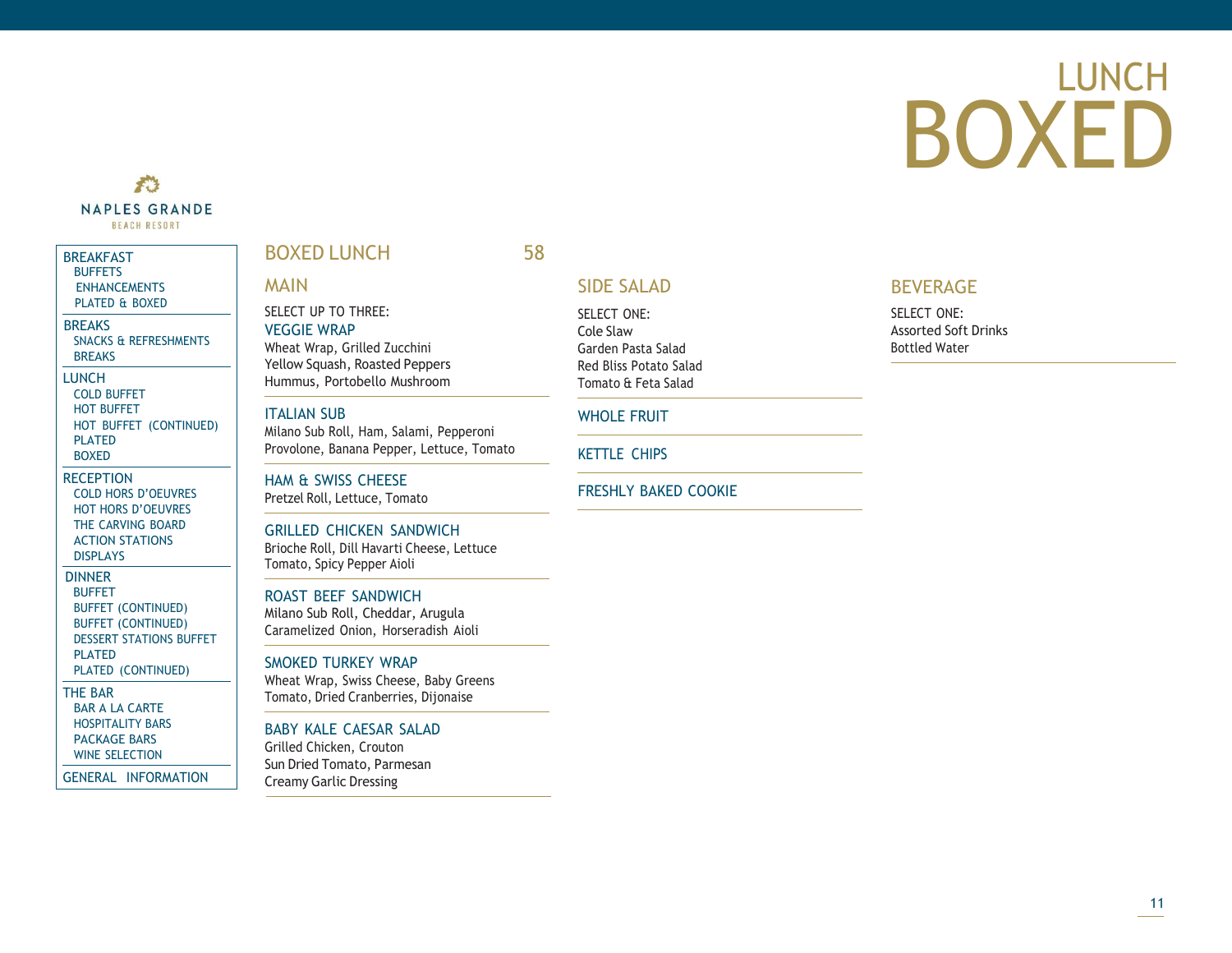# LUNCH BOXED

NAPLES GRANDE
BEACH RESORT

- BREAKFAST
  - BUFFETS
  - ENHANCEMENTS
  - PLATED & BOXED
- BREAKS
  - SNACKS & REFRESHMENTS
  - BREAKS
- LUNCH
  - COLD BUFFET
  - HOT BUFFET
  - HOT BUFFET (CONTINUED)
  - PLATED
  - BOXED
- RECEPTION
  - COLD HORS D'OEUVRES
  - HOT HORS D'OEUVRES
  - THE CARVING BOARD
  - ACTION STATIONS
  - DISPLAYS
- DINNER
  - BUFFET
  - BUFFET (CONTINUED)
  - BUFFET (CONTINUED)
  - DESSERT STATIONS BUFFET
  - PLATED
  - PLATED (CONTINUED)
- THE BAR
  - BAR A LA CARTE
  - HOSPITALITY BARS
  - PACKAGE BARS
  - WINE SELECTION
- GENERAL INFORMATION

## BOXED LUNCH 58

### MAIN

SELECT UP TO THREE:

**VEGGIE WRAP**
Wheat Wrap, Grilled Zucchini
Yellow Squash, Roasted Peppers
Hummus, Portobello Mushroom

**ITALIAN SUB**
Milano Sub Roll, Ham, Salami, Pepperoni
Provolone, Banana Pepper, Lettuce, Tomato

**HAM & SWISS CHEESE**
Pretzel Roll, Lettuce, Tomato

**GRILLED CHICKEN SANDWICH**
Brioche Roll, Dill Havarti Cheese, Lettuce
Tomato, Spicy Pepper Aioli

**ROAST BEEF SANDWICH**
Milano Sub Roll, Cheddar, Arugula
Caramelized Onion, Horseradish Aioli

**SMOKED TURKEY WRAP**
Wheat Wrap, Swiss Cheese, Baby Greens
Tomato, Dried Cranberries, Dijonaise

**BABY KALE CAESAR SALAD**
Grilled Chicken, Crouton
Sun Dried Tomato, Parmesan
Creamy Garlic Dressing

### SIDE SALAD

SELECT ONE:
Cole Slaw
Garden Pasta Salad
Red Bliss Potato Salad
Tomato & Feta Salad

**WHOLE FRUIT**

**KETTLE CHIPS**

**FRESHLY BAKED COOKIE**

### BEVERAGE

SELECT ONE:
Assorted Soft Drinks
Bottled Water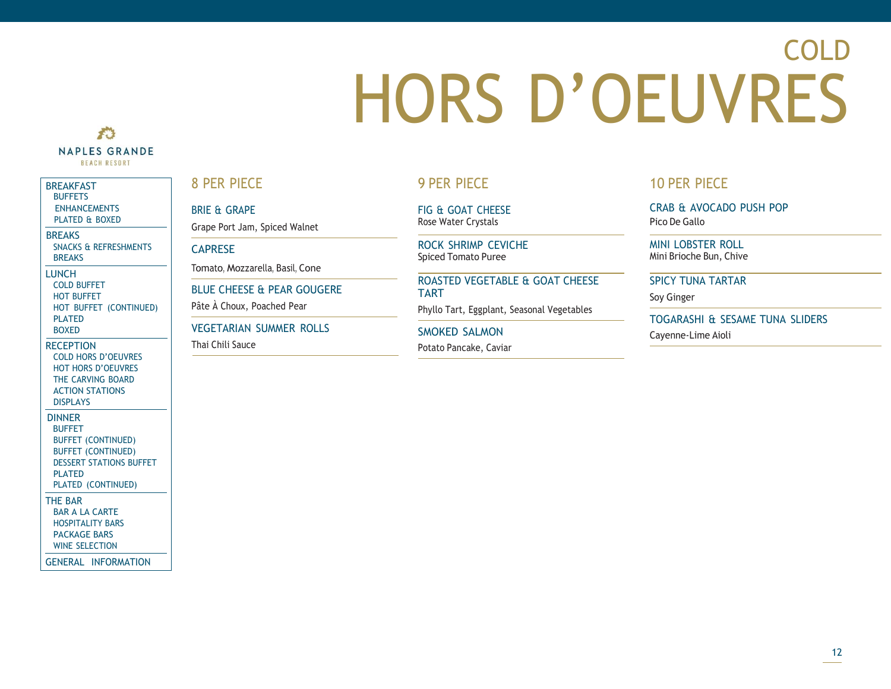# COLD HORS D'OEUVRES

NAPLES GRANDE
BEACH RESORT

- BREAKFAST
  - BUFFETS
  - ENHANCEMENTS
  - PLATED & BOXED
- BREAKS
  - SNACKS & REFRESHMENTS
  - BREAKS
- LUNCH
  - COLD BUFFET
  - HOT BUFFET
  - HOT BUFFET (CONTINUED)
  - PLATED
  - BOXED
- RECEPTION
  - COLD HORS D'OEUVRES
  - HOT HORS D'OEUVRES
  - THE CARVING BOARD
  - ACTION STATIONS
  - DISPLAYS
- DINNER
  - BUFFET
  - BUFFET (CONTINUED)
  - BUFFET (CONTINUED)
  - DESSERT STATIONS BUFFET
  - PLATED
  - PLATED (CONTINUED)
- THE BAR
  - BAR A LA CARTE
  - HOSPITALITY BARS
  - PACKAGE BARS
  - WINE SELECTION
- GENERAL INFORMATION

## 8 PER PIECE

### BRIE & GRAPE
Grape Port Jam, Spiced Walnet

### CAPRESE
Tomato, Mozzarella, Basil, Cone

### BLUE CHEESE & PEAR GOUGERE
Pâte À Choux, Poached Pear

### VEGETARIAN SUMMER ROLLS
Thai Chili Sauce

## 9 PER PIECE

### FIG & GOAT CHEESE
Rose Water Crystals

### ROCK SHRIMP CEVICHE
Spiced Tomato Puree

### ROASTED VEGETABLE & GOAT CHEESE TART
Phyllo Tart, Eggplant, Seasonal Vegetables

### SMOKED SALMON
Potato Pancake, Caviar

## 10 PER PIECE

### CRAB & AVOCADO PUSH POP
Pico De Gallo

### MINI LOBSTER ROLL
Mini Brioche Bun, Chive

### SPICY TUNA TARTAR
Soy Ginger

### TOGARASHI & SESAME TUNA SLIDERS
Cayenne-Lime Aioli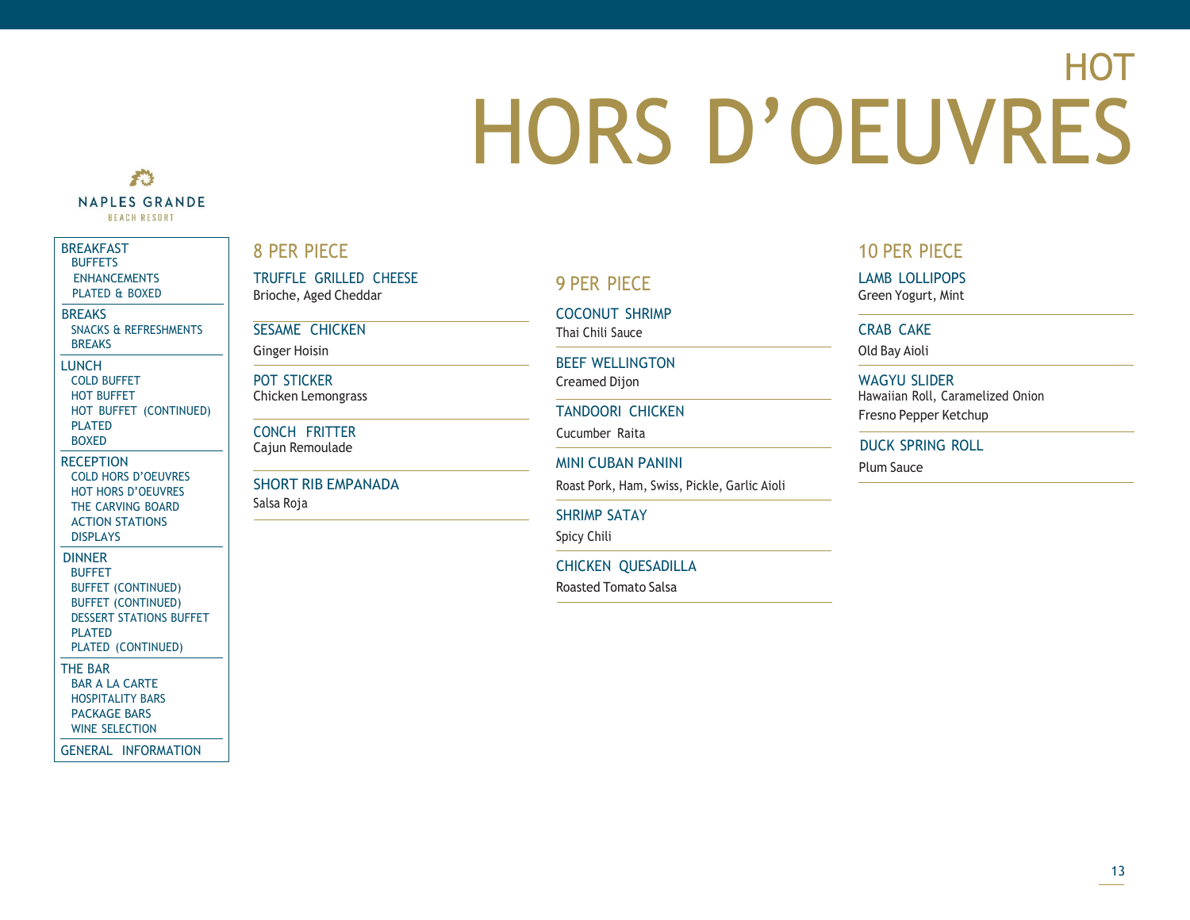# HOT HORS D'OEUVRES

NAPLES GRANDE
BEACH RESORT

- BREAKFAST
  - BUFFETS
  - ENHANCEMENTS
  - PLATED & BOXED
- BREAKS
  - SNACKS & REFRESHMENTS
  - BREAKS
- LUNCH
  - COLD BUFFET
  - HOT BUFFET
  - HOT BUFFET (CONTINUED)
  - PLATED
  - BOXED
- RECEPTION
  - COLD HORS D'OEUVRES
  - HOT HORS D'OEUVRES
  - THE CARVING BOARD
  - ACTION STATIONS
  - DISPLAYS
- DINNER
  - BUFFET
  - BUFFET (CONTINUED)
  - BUFFET (CONTINUED)
  - DESSERT STATIONS BUFFET
  - PLATED
  - PLATED (CONTINUED)
- THE BAR
  - BAR A LA CARTE
  - HOSPITALITY BARS
  - PACKAGE BARS
  - WINE SELECTION
- GENERAL INFORMATION

## 8 PER PIECE

**TRUFFLE GRILLED CHEESE**
Brioche, Aged Cheddar

**SESAME CHICKEN**
Ginger Hoisin

**POT STICKER**
Chicken Lemongrass

**CONCH FRITTER**
Cajun Remoulade

**SHORT RIB EMPANADA**
Salsa Roja

## 9 PER PIECE

**COCONUT SHRIMP**
Thai Chili Sauce

**BEEF WELLINGTON**
Creamed Dijon

**TANDOORI CHICKEN**
Cucumber Raita

**MINI CUBAN PANINI**
Roast Pork, Ham, Swiss, Pickle, Garlic Aioli

**SHRIMP SATAY**
Spicy Chili

**CHICKEN QUESADILLA**
Roasted Tomato Salsa

## 10 PER PIECE

**LAMB LOLLIPOPS**
Green Yogurt, Mint

**CRAB CAKE**
Old Bay Aioli

**WAGYU SLIDER**
Hawaiian Roll, Caramelized Onion
Fresno Pepper Ketchup

**DUCK SPRING ROLL**
Plum Sauce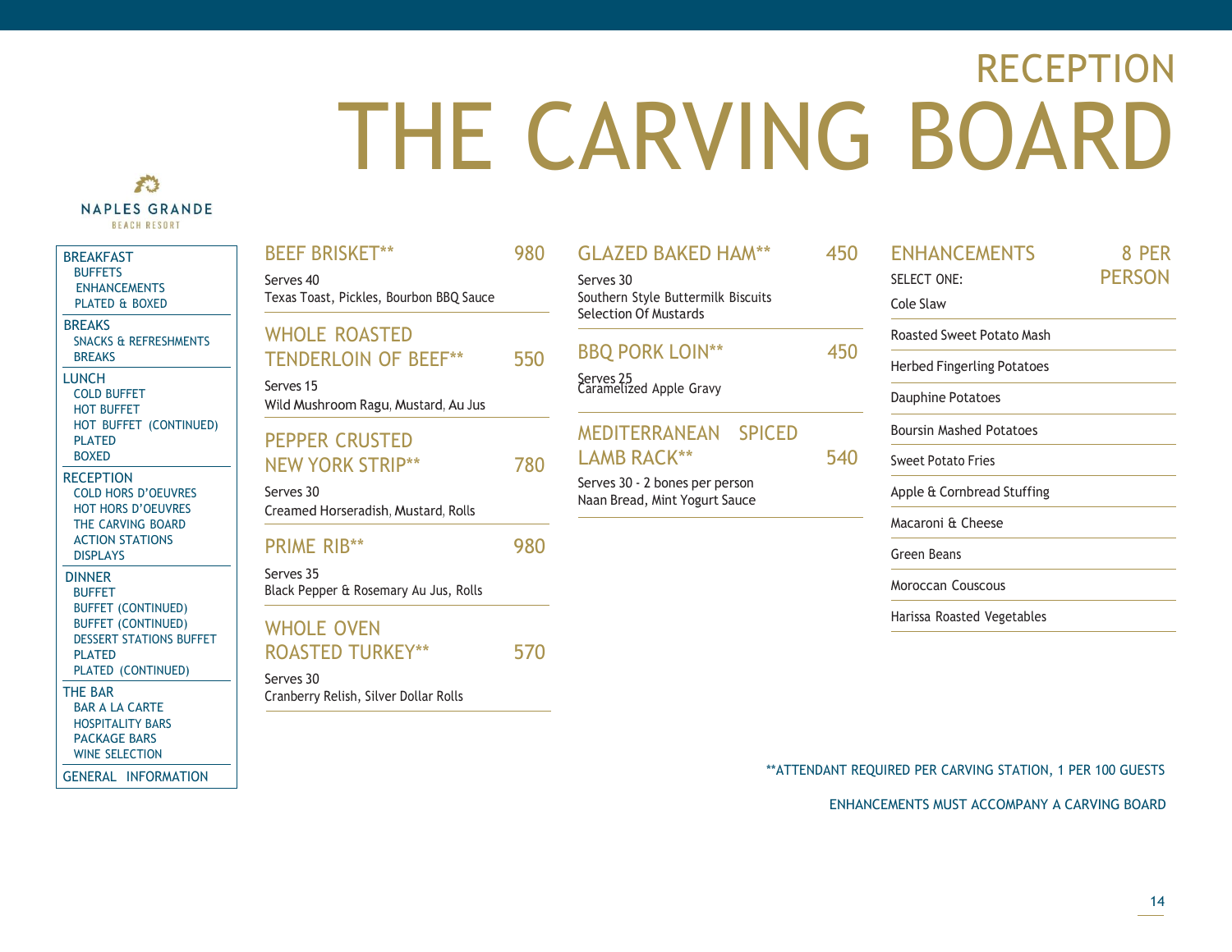# RECEPTION

# THE CARVING BOARD

NAPLES GRANDE
BEACH RESORT

- BREAKFAST
  - BUFFETS
  - ENHANCEMENTS
  - PLATED & BOXED
- BREAKS
  - SNACKS & REFRESHMENTS
  - BREAKS
- LUNCH
  - COLD BUFFET
  - HOT BUFFET
  - HOT BUFFET (CONTINUED)
  - PLATED
  - BOXED
- RECEPTION
  - COLD HORS D'OEUVRES
  - HOT HORS D'OEUVRES
  - THE CARVING BOARD
  - ACTION STATIONS
  - DISPLAYS
- DINNER
  - BUFFET
  - BUFFET (CONTINUED)
  - BUFFET (CONTINUED)
  - DESSERT STATIONS BUFFET
  - PLATED
  - PLATED (CONTINUED)
- THE BAR
  - BAR A LA CARTE
  - HOSPITALITY BARS
  - PACKAGE BARS
  - WINE SELECTION
- GENERAL INFORMATION

## BEEF BRISKET** — 980

Serves 40
Texas Toast, Pickles, Bourbon BBQ Sauce

## WHOLE ROASTED TENDERLOIN OF BEEF** — 550

Serves 15
Wild Mushroom Ragu, Mustard, Au Jus

## PEPPER CRUSTED NEW YORK STRIP** — 780

Serves 30
Creamed Horseradish, Mustard, Rolls

## PRIME RIB** — 980

Serves 35
Black Pepper & Rosemary Au Jus, Rolls

## WHOLE OVEN ROASTED TURKEY** — 570

Serves 30
Cranberry Relish, Silver Dollar Rolls

## GLAZED BAKED HAM** — 450

Serves 30
Southern Style Buttermilk Biscuits
Selection Of Mustards

## BBQ PORK LOIN** — 450

Serves 25
Caramelized Apple Gravy

## MEDITERRANEAN SPICED LAMB RACK** — 540

Serves 30 - 2 bones per person
Naan Bread, Mint Yogurt Sauce

## ENHANCEMENTS — 8 PER PERSON

SELECT ONE:

- Cole Slaw
- Roasted Sweet Potato Mash
- Herbed Fingerling Potatoes
- Dauphine Potatoes
- Boursin Mashed Potatoes
- Sweet Potato Fries
- Apple & Cornbread Stuffing
- Macaroni & Cheese
- Green Beans
- Moroccan Couscous
- Harissa Roasted Vegetables

**ATTENDANT REQUIRED PER CARVING STATION, 1 PER 100 GUESTS

ENHANCEMENTS MUST ACCOMPANY A CARVING BOARD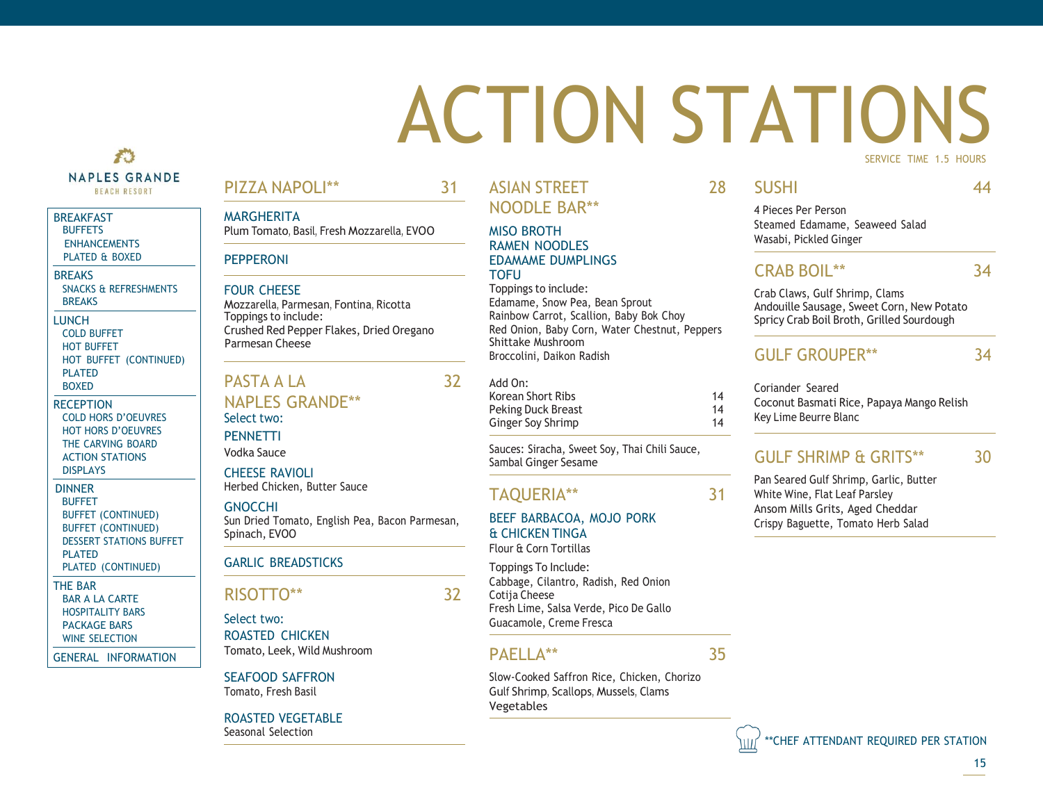# ACTION STATIONS

SERVICE TIME 1.5 HOURS

NAPLES GRANDE
BEACH RESORT

- BREAKFAST
  - BUFFETS
  - ENHANCEMENTS
  - PLATED & BOXED
- BREAKS
  - SNACKS & REFRESHMENTS
  - BREAKS
- LUNCH
  - COLD BUFFET
  - HOT BUFFET
  - HOT BUFFET (CONTINUED)
  - PLATED
  - BOXED
- RECEPTION
  - COLD HORS D'OEUVRES
  - HOT HORS D'OEUVRES
  - THE CARVING BOARD
  - ACTION STATIONS
  - DISPLAYS
- DINNER
  - BUFFET
  - BUFFET (CONTINUED)
  - BUFFET (CONTINUED)
  - DESSERT STATIONS BUFFET
  - PLATED
  - PLATED (CONTINUED)
- THE BAR
  - BAR A LA CARTE
  - HOSPITALITY BARS
  - PACKAGE BARS
  - WINE SELECTION
- GENERAL INFORMATION

## PIZZA NAPOLI** — 31

### MARGHERITA
Plum Tomato, Basil, Fresh Mozzarella, EVOO

### PEPPERONI

### FOUR CHEESE
Mozzarella, Parmesan, Fontina, Ricotta
Toppings to include:
Crushed Red Pepper Flakes, Dried Oregano
Parmesan Cheese

## PASTA A LA NAPLES GRANDE** — 32

Select two:

### PENNETTI
Vodka Sauce

### CHEESE RAVIOLI
Herbed Chicken, Butter Sauce

### GNOCCHI
Sun Dried Tomato, English Pea, Bacon Parmesan, Spinach, EVOO

### GARLIC BREADSTICKS

## RISOTTO** — 32

Select two:

### ROASTED CHICKEN
Tomato, Leek, Wild Mushroom

### SEAFOOD SAFFRON
Tomato, Fresh Basil

### ROASTED VEGETABLE
Seasonal Selection

## ASIAN STREET NOODLE BAR** — 28

### MISO BROTH
### RAMEN NOODLES
### EDAMAME DUMPLINGS
### TOFU

Toppings to include:
Edamame, Snow Pea, Bean Sprout
Rainbow Carrot, Scallion, Baby Bok Choy
Red Onion, Baby Corn, Water Chestnut, Peppers
Shittake Mushroom
Broccolini, Daikon Radish

Add On:

| | |
|---|---|
| Korean Short Ribs | 14 |
| Peking Duck Breast | 14 |
| Ginger Soy Shrimp | 14 |

Sauces: Siracha, Sweet Soy, Thai Chili Sauce, Sambal Ginger Sesame

## TAQUERIA** — 31

### BEEF BARBACOA, MOJO PORK & CHICKEN TINGA
Flour & Corn Tortillas

Toppings To Include:
Cabbage, Cilantro, Radish, Red Onion
Cotija Cheese
Fresh Lime, Salsa Verde, Pico De Gallo
Guacamole, Creme Fresca

## PAELLA** — 35

Slow-Cooked Saffron Rice, Chicken, Chorizo
Gulf Shrimp, Scallops, Mussels, Clams
Vegetables

## SUSHI — 44

4 Pieces Per Person
Steamed Edamame, Seaweed Salad
Wasabi, Pickled Ginger

## CRAB BOIL** — 34

Crab Claws, Gulf Shrimp, Clams
Andouille Sausage, Sweet Corn, New Potato
Spricy Crab Boil Broth, Grilled Sourdough

## GULF GROUPER** — 34

Coriander Seared
Coconut Basmati Rice, Papaya Mango Relish
Key Lime Beurre Blanc

## GULF SHRIMP & GRITS** — 30

Pan Seared Gulf Shrimp, Garlic, Butter
White Wine, Flat Leaf Parsley
Ansom Mills Grits, Aged Cheddar
Crispy Baguette, Tomato Herb Salad

**CHEF ATTENDANT REQUIRED PER STATION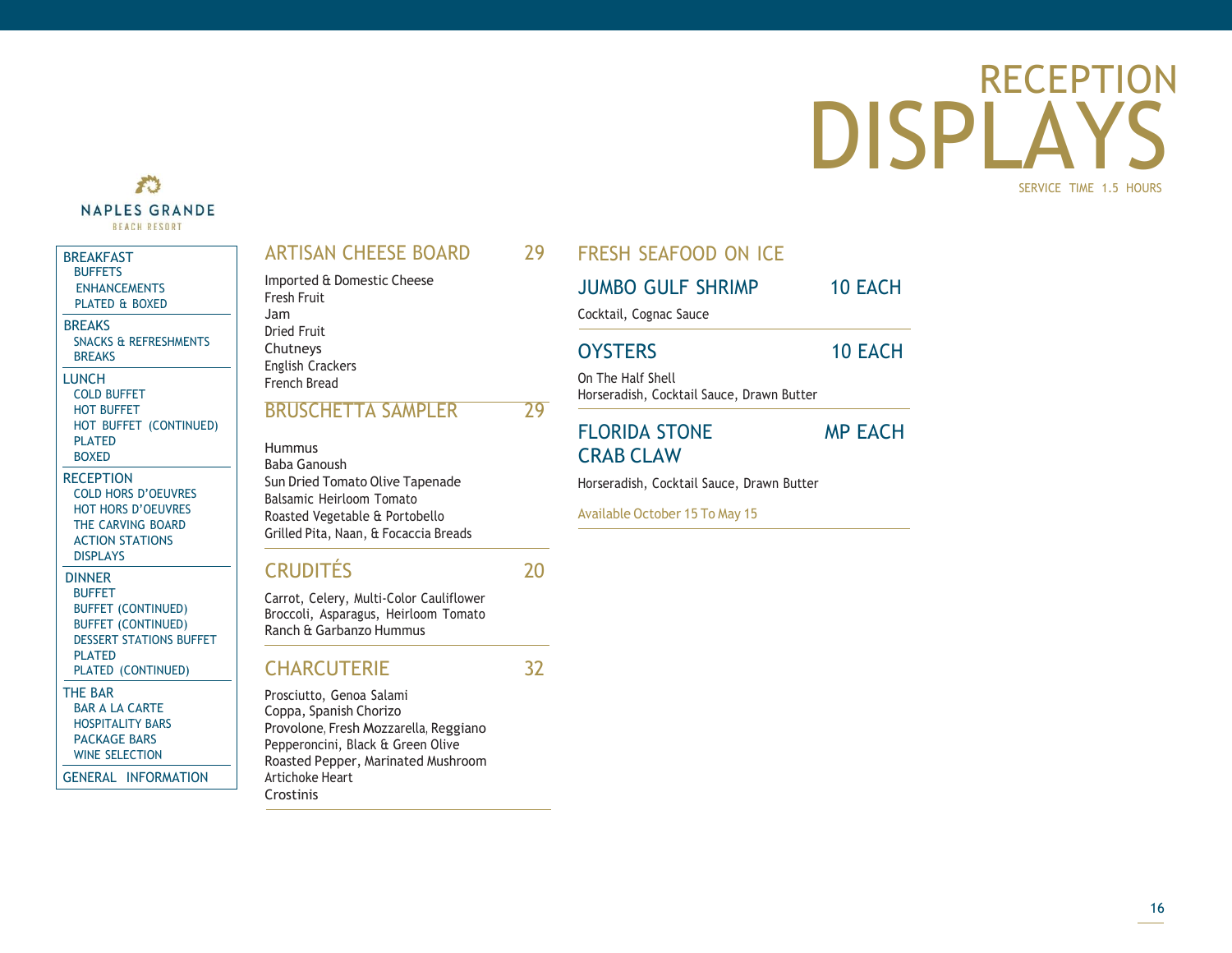# RECEPTION DISPLAYS

SERVICE TIME 1.5 HOURS

NAPLES GRANDE
BEACH RESORT

- BREAKFAST
  - BUFFETS
  - ENHANCEMENTS
  - PLATED & BOXED
- BREAKS
  - SNACKS & REFRESHMENTS
  - BREAKS
- LUNCH
  - COLD BUFFET
  - HOT BUFFET
  - HOT BUFFET (CONTINUED)
  - PLATED
  - BOXED
- RECEPTION
  - COLD HORS D'OEUVRES
  - HOT HORS D'OEUVRES
  - THE CARVING BOARD
  - ACTION STATIONS
  - DISPLAYS
- DINNER
  - BUFFET
  - BUFFET (CONTINUED)
  - BUFFET (CONTINUED)
  - DESSERT STATIONS BUFFET
  - PLATED
  - PLATED (CONTINUED)
- THE BAR
  - BAR A LA CARTE
  - HOSPITALITY BARS
  - PACKAGE BARS
  - WINE SELECTION
- GENERAL INFORMATION

## ARTISAN CHEESE BOARD — 29

Imported & Domestic Cheese
Fresh Fruit
Jam
Dried Fruit
Chutneys
English Crackers
French Bread

## BRUSCHETTA SAMPLER — 29

Hummus
Baba Ganoush
Sun Dried Tomato Olive Tapenade
Balsamic Heirloom Tomato
Roasted Vegetable & Portobello
Grilled Pita, Naan, & Focaccia Breads

## CRUDITÉS — 20

Carrot, Celery, Multi-Color Cauliflower
Broccoli, Asparagus, Heirloom Tomato
Ranch & Garbanzo Hummus

## CHARCUTERIE — 32

Prosciutto, Genoa Salami
Coppa, Spanish Chorizo
Provolone, Fresh Mozzarella, Reggiano
Pepperoncini, Black & Green Olive
Roasted Pepper, Marinated Mushroom
Artichoke Heart
Crostinis

## FRESH SEAFOOD ON ICE

### JUMBO GULF SHRIMP — 10 EACH

Cocktail, Cognac Sauce

### OYSTERS — 10 EACH

On The Half Shell
Horseradish, Cocktail Sauce, Drawn Butter

### FLORIDA STONE CRAB CLAW — MP EACH

Horseradish, Cocktail Sauce, Drawn Butter

Available October 15 To May 15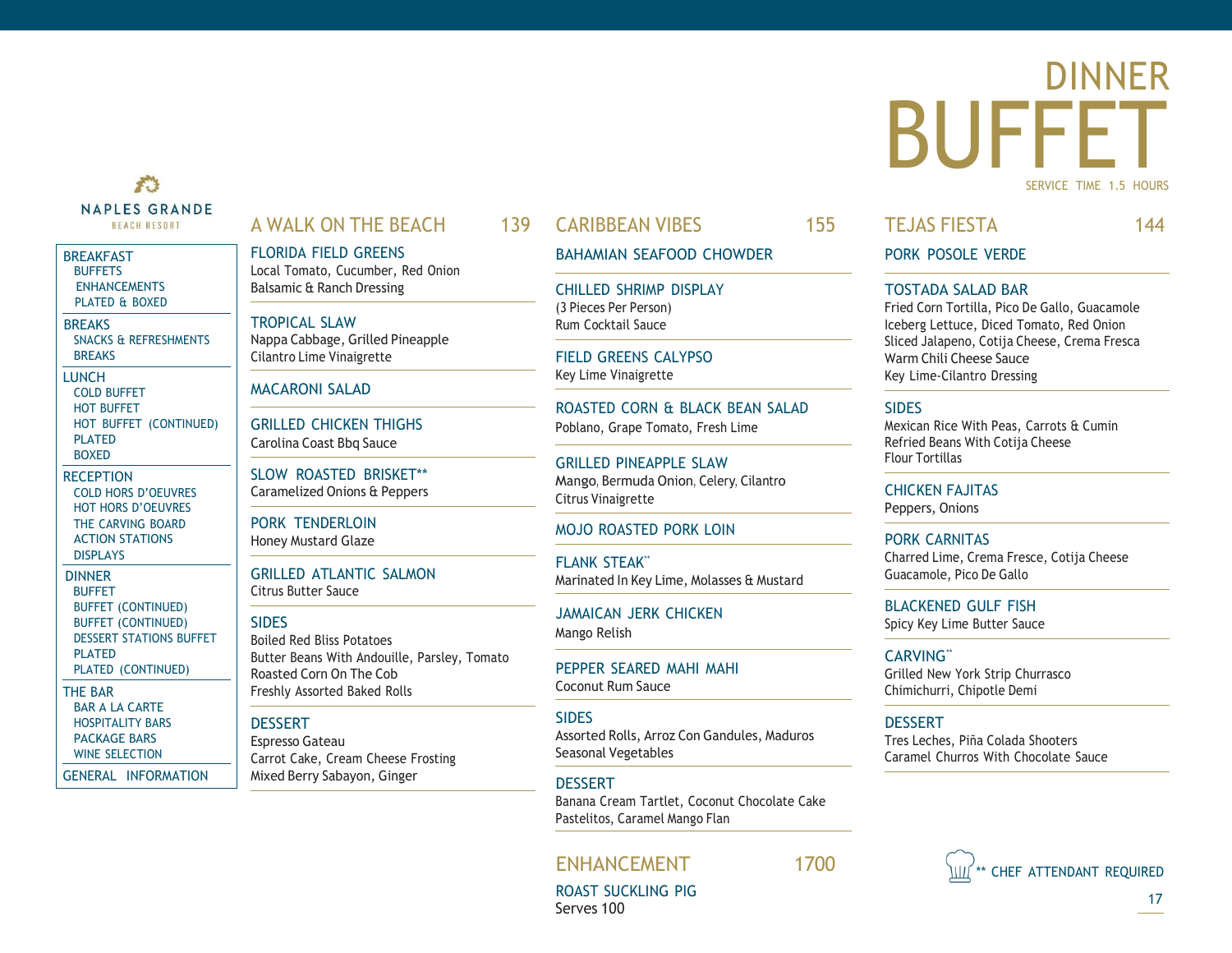# DINNER BUFFET

SERVICE TIME 1.5 HOURS

NAPLES GRANDE
BEACH RESORT

- BREAKFAST
  - BUFFETS
  - ENHANCEMENTS
  - PLATED & BOXED
- BREAKS
  - SNACKS & REFRESHMENTS
  - BREAKS
- LUNCH
  - COLD BUFFET
  - HOT BUFFET
  - HOT BUFFET (CONTINUED)
  - PLATED
  - BOXED
- RECEPTION
  - COLD HORS D'OEUVRES
  - HOT HORS D'OEUVRES
  - THE CARVING BOARD
  - ACTION STATIONS
  - DISPLAYS
- DINNER
  - BUFFET
  - BUFFET (CONTINUED)
  - BUFFET (CONTINUED)
  - DESSERT STATIONS BUFFET
  - PLATED
  - PLATED (CONTINUED)
- THE BAR
  - BAR A LA CARTE
  - HOSPITALITY BARS
  - PACKAGE BARS
  - WINE SELECTION
- GENERAL INFORMATION

## A WALK ON THE BEACH — 139

**FLORIDA FIELD GREENS**
Local Tomato, Cucumber, Red Onion
Balsamic & Ranch Dressing

**TROPICAL SLAW**
Nappa Cabbage, Grilled Pineapple
Cilantro Lime Vinaigrette

**MACARONI SALAD**

**GRILLED CHICKEN THIGHS**
Carolina Coast Bbq Sauce

**SLOW ROASTED BRISKET****
Caramelized Onions & Peppers

**PORK TENDERLOIN**
Honey Mustard Glaze

**GRILLED ATLANTIC SALMON**
Citrus Butter Sauce

**SIDES**
Boiled Red Bliss Potatoes
Butter Beans With Andouille, Parsley, Tomato
Roasted Corn On The Cob
Freshly Assorted Baked Rolls

**DESSERT**
Espresso Gateau
Carrot Cake, Cream Cheese Frosting
Mixed Berry Sabayon, Ginger

## CARIBBEAN VIBES — 155

**BAHAMIAN SEAFOOD CHOWDER**

**CHILLED SHRIMP DISPLAY**
(3 Pieces Per Person)
Rum Cocktail Sauce

**FIELD GREENS CALYPSO**
Key Lime Vinaigrette

**ROASTED CORN & BLACK BEAN SALAD**
Poblano, Grape Tomato, Fresh Lime

**GRILLED PINEAPPLE SLAW**
Mango, Bermuda Onion, Celery, Cilantro
Citrus Vinaigrette

**MOJO ROASTED PORK LOIN**

**FLANK STEAK****
Marinated In Key Lime, Molasses & Mustard

**JAMAICAN JERK CHICKEN**
Mango Relish

**PEPPER SEARED MAHI MAHI**
Coconut Rum Sauce

**SIDES**
Assorted Rolls, Arroz Con Gandules, Maduros
Seasonal Vegetables

**DESSERT**
Banana Cream Tartlet, Coconut Chocolate Cake
Pastelitos, Caramel Mango Flan

## ENHANCEMENT — 1700

**ROAST SUCKLING PIG**
Serves 100

## TEJAS FIESTA — 144

**PORK POSOLE VERDE**

**TOSTADA SALAD BAR**
Fried Corn Tortilla, Pico De Gallo, Guacamole
Iceberg Lettuce, Diced Tomato, Red Onion
Sliced Jalapeno, Cotija Cheese, Crema Fresca
Warm Chili Cheese Sauce
Key Lime-Cilantro Dressing

**SIDES**
Mexican Rice With Peas, Carrots & Cumin
Refried Beans With Cotija Cheese
Flour Tortillas

**CHICKEN FAJITAS**
Peppers, Onions

**PORK CARNITAS**
Charred Lime, Crema Fresce, Cotija Cheese
Guacamole, Pico De Gallo

**BLACKENED GULF FISH**
Spicy Key Lime Butter Sauce

**CARVING****
Grilled New York Strip Churrasco
Chimichurri, Chipotle Demi

**DESSERT**
Tres Leches, Piña Colada Shooters
Caramel Churros With Chocolate Sauce

** CHEF ATTENDANT REQUIRED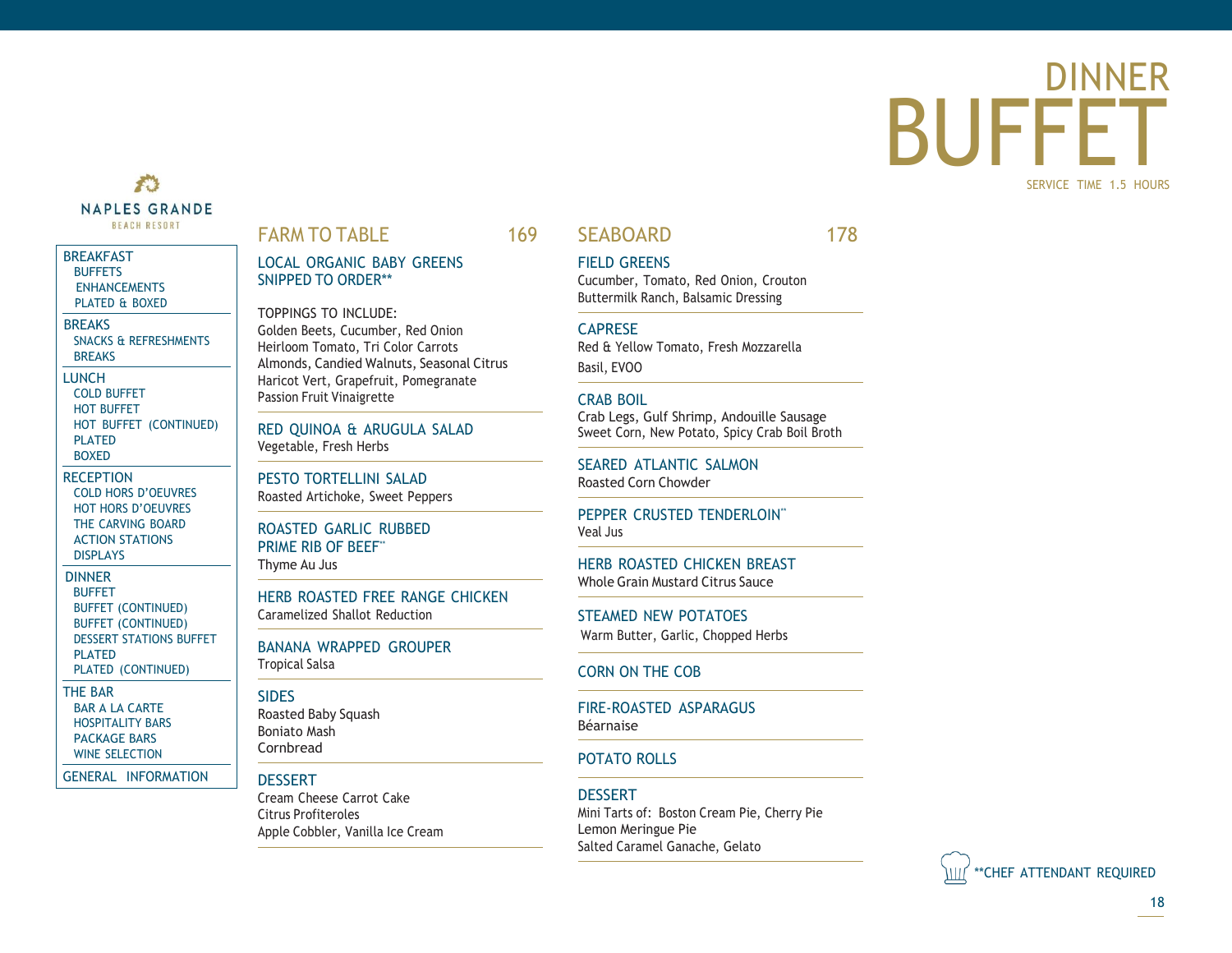# DINNER BUFFET

SERVICE TIME 1.5 HOURS

NAPLES GRANDE
BEACH RESORT

- BREAKFAST
  - BUFFETS
  - ENHANCEMENTS
  - PLATED & BOXED
- BREAKS
  - SNACKS & REFRESHMENTS
  - BREAKS
- LUNCH
  - COLD BUFFET
  - HOT BUFFET
  - HOT BUFFET (CONTINUED)
  - PLATED
  - BOXED
- RECEPTION
  - COLD HORS D'OEUVRES
  - HOT HORS D'OEUVRES
  - THE CARVING BOARD
  - ACTION STATIONS
  - DISPLAYS
- DINNER
  - BUFFET
  - BUFFET (CONTINUED)
  - BUFFET (CONTINUED)
  - DESSERT STATIONS BUFFET
  - PLATED
  - PLATED (CONTINUED)
- THE BAR
  - BAR A LA CARTE
  - HOSPITALITY BARS
  - PACKAGE BARS
  - WINE SELECTION
- GENERAL INFORMATION

## FARM TO TABLE 169

### LOCAL ORGANIC BABY GREENS SNIPPED TO ORDER**

TOPPINGS TO INCLUDE:
Golden Beets, Cucumber, Red Onion
Heirloom Tomato, Tri Color Carrots
Almonds, Candied Walnuts, Seasonal Citrus
Haricot Vert, Grapefruit, Pomegranate
Passion Fruit Vinaigrette

### RED QUINOA & ARUGULA SALAD
Vegetable, Fresh Herbs

### PESTO TORTELLINI SALAD
Roasted Artichoke, Sweet Peppers

### ROASTED GARLIC RUBBED PRIME RIB OF BEEF**
Thyme Au Jus

### HERB ROASTED FREE RANGE CHICKEN
Caramelized Shallot Reduction

### BANANA WRAPPED GROUPER
Tropical Salsa

### SIDES
Roasted Baby Squash
Boniato Mash
Cornbread

### DESSERT
Cream Cheese Carrot Cake
Citrus Profiteroles
Apple Cobbler, Vanilla Ice Cream

## SEABOARD 178

### FIELD GREENS
Cucumber, Tomato, Red Onion, Crouton
Buttermilk Ranch, Balsamic Dressing

### CAPRESE
Red & Yellow Tomato, Fresh Mozzarella
Basil, EVOO

### CRAB BOIL
Crab Legs, Gulf Shrimp, Andouille Sausage
Sweet Corn, New Potato, Spicy Crab Boil Broth

### SEARED ATLANTIC SALMON
Roasted Corn Chowder

### PEPPER CRUSTED TENDERLOIN**
Veal Jus

### HERB ROASTED CHICKEN BREAST
Whole Grain Mustard Citrus Sauce

### STEAMED NEW POTATOES
Warm Butter, Garlic, Chopped Herbs

### CORN ON THE COB

### FIRE-ROASTED ASPARAGUS
Béarnaise

### POTATO ROLLS

### DESSERT
Mini Tarts of: Boston Cream Pie, Cherry Pie
Lemon Meringue Pie
Salted Caramel Ganache, Gelato

**CHEF ATTENDANT REQUIRED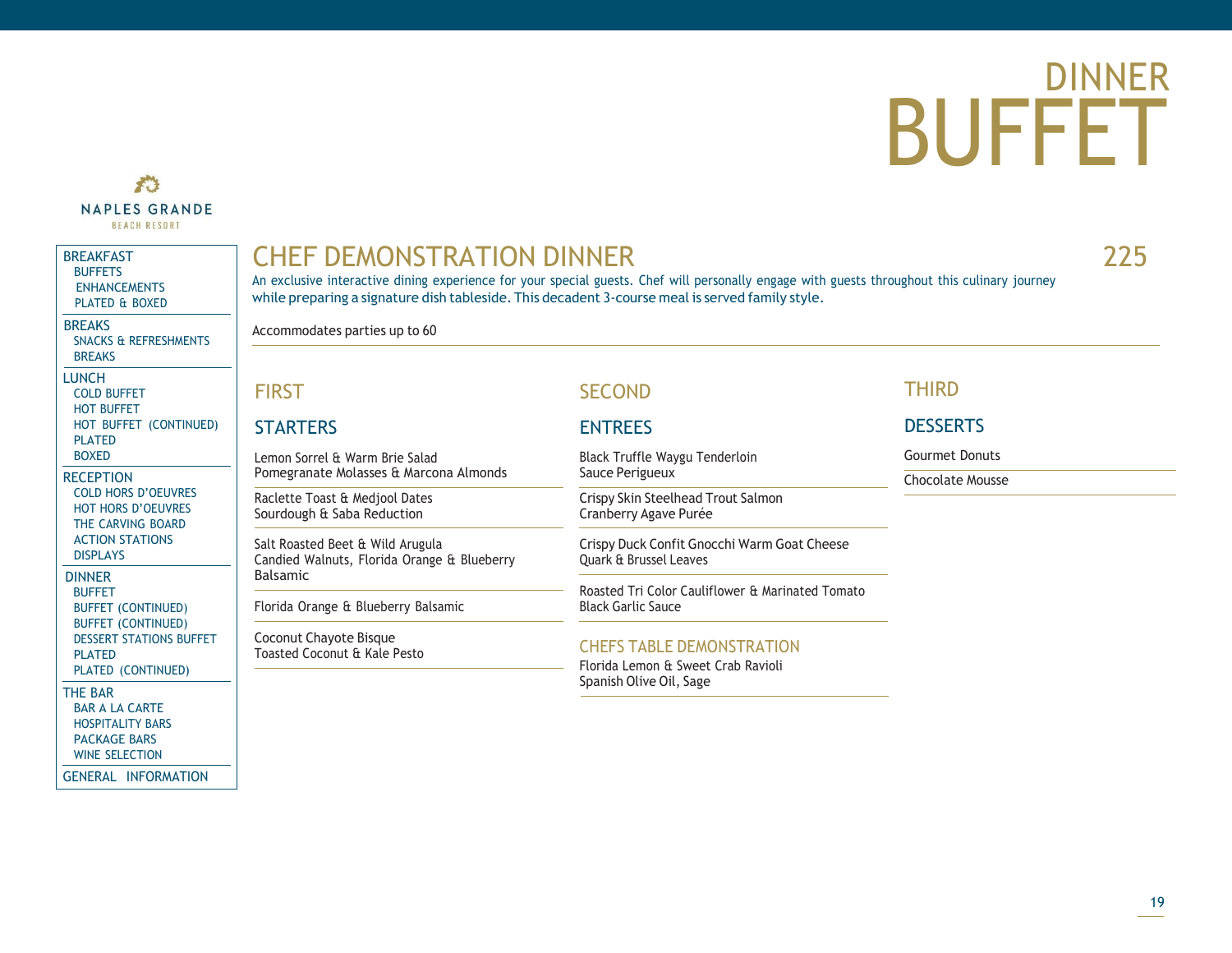# DINNER BUFFET

NAPLES GRANDE
BEACH RESORT

BREAKFAST
- BUFFETS
- ENHANCEMENTS
- PLATED & BOXED

BREAKS
- SNACKS & REFRESHMENTS
- BREAKS

LUNCH
- COLD BUFFET
- HOT BUFFET
- HOT BUFFET (CONTINUED)
- PLATED
- BOXED

RECEPTION
- COLD HORS D'OEUVRES
- HOT HORS D'OEUVRES
- THE CARVING BOARD
- ACTION STATIONS
- DISPLAYS

DINNER
- BUFFET
- BUFFET (CONTINUED)
- BUFFET (CONTINUED)
- DESSERT STATIONS BUFFET
- PLATED
- PLATED (CONTINUED)

THE BAR
- BAR A LA CARTE
- HOSPITALITY BARS
- PACKAGE BARS
- WINE SELECTION

GENERAL INFORMATION

## CHEF DEMONSTRATION DINNER — 225

An exclusive interactive dining experience for your special guests. Chef will personally engage with guests throughout this culinary journey while preparing a signature dish tableside. This decadent 3-course meal is served family style.

Accommodates parties up to 60

### FIRST

#### STARTERS

Lemon Sorrel & Warm Brie Salad
Pomegranate Molasses & Marcona Almonds

Raclette Toast & Medjool Dates
Sourdough & Saba Reduction

Salt Roasted Beet & Wild Arugula
Candied Walnuts, Florida Orange & Blueberry Balsamic

Florida Orange & Blueberry Balsamic

Coconut Chayote Bisque
Toasted Coconut & Kale Pesto

### SECOND

#### ENTREES

Black Truffle Waygu Tenderloin
Sauce Perigueux

Crispy Skin Steelhead Trout Salmon
Cranberry Agave Purée

Crispy Duck Confit Gnocchi Warm Goat Cheese
Quark & Brussel Leaves

Roasted Tri Color Cauliflower & Marinated Tomato
Black Garlic Sauce

#### CHEFS TABLE DEMONSTRATION

Florida Lemon & Sweet Crab Ravioli
Spanish Olive Oil, Sage

### THIRD

#### DESSERTS

Gourmet Donuts

Chocolate Mousse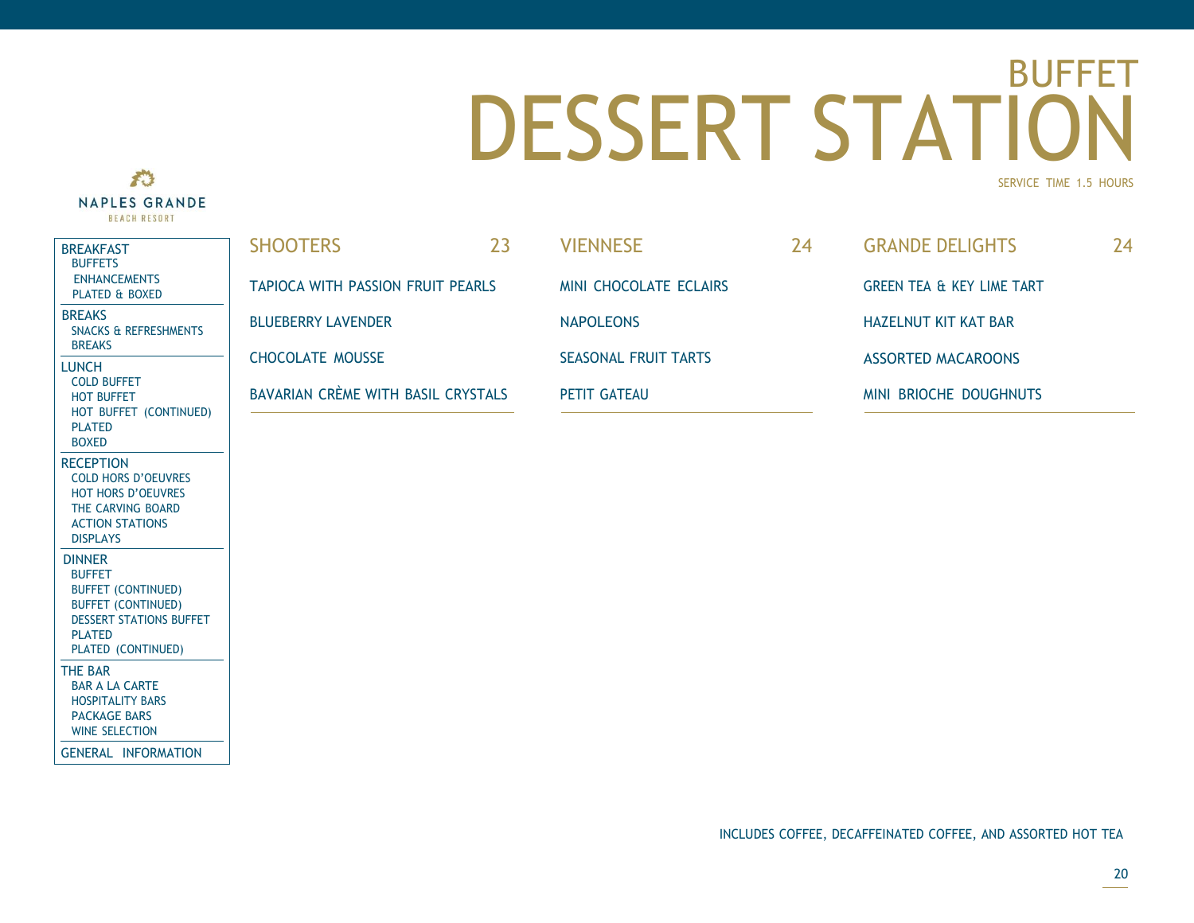# BUFFET DESSERT STATION

SERVICE TIME 1.5 HOURS

NAPLES GRANDE
BEACH RESORT

- BREAKFAST
  - BUFFETS
  - ENHANCEMENTS
  - PLATED & BOXED
- BREAKS
  - SNACKS & REFRESHMENTS
  - BREAKS
- LUNCH
  - COLD BUFFET
  - HOT BUFFET
  - HOT BUFFET (CONTINUED)
  - PLATED
  - BOXED
- RECEPTION
  - COLD HORS D'OEUVRES
  - HOT HORS D'OEUVRES
  - THE CARVING BOARD
  - ACTION STATIONS
  - DISPLAYS
- DINNER
  - BUFFET
  - BUFFET (CONTINUED)
  - BUFFET (CONTINUED)
  - DESSERT STATIONS BUFFET
  - PLATED
  - PLATED (CONTINUED)
- THE BAR
  - BAR A LA CARTE
  - HOSPITALITY BARS
  - PACKAGE BARS
  - WINE SELECTION
- GENERAL INFORMATION

## SHOOTERS 23

TAPIOCA WITH PASSION FRUIT PEARLS

BLUEBERRY LAVENDER

CHOCOLATE MOUSSE

BAVARIAN CRÈME WITH BASIL CRYSTALS

## VIENNESE 24

MINI CHOCOLATE ECLAIRS

NAPOLEONS

SEASONAL FRUIT TARTS

PETIT GATEAU

## GRANDE DELIGHTS 24

GREEN TEA & KEY LIME TART

HAZELNUT KIT KAT BAR

ASSORTED MACAROONS

MINI BRIOCHE DOUGHNUTS

INCLUDES COFFEE, DECAFFEINATED COFFEE, AND ASSORTED HOT TEA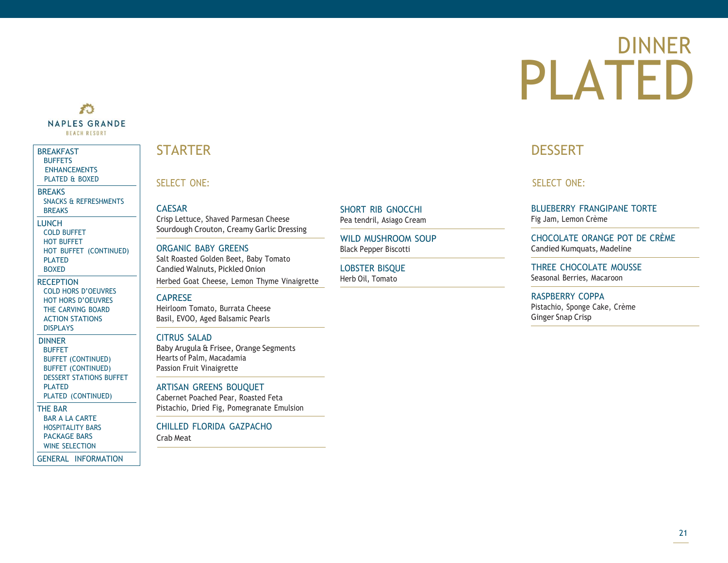# DINNER PLATED

NAPLES GRANDE
BEACH RESORT

- BREAKFAST
  - BUFFETS
  - ENHANCEMENTS
  - PLATED & BOXED
- BREAKS
  - SNACKS & REFRESHMENTS
  - BREAKS
- LUNCH
  - COLD BUFFET
  - HOT BUFFET
  - HOT BUFFET (CONTINUED)
  - PLATED
  - BOXED
- RECEPTION
  - COLD HORS D'OEUVRES
  - HOT HORS D'OEUVRES
  - THE CARVING BOARD
  - ACTION STATIONS
  - DISPLAYS
- DINNER
  - BUFFET
  - BUFFET (CONTINUED)
  - BUFFET (CONTINUED)
  - DESSERT STATIONS BUFFET
  - PLATED
  - PLATED (CONTINUED)
- THE BAR
  - BAR A LA CARTE
  - HOSPITALITY BARS
  - PACKAGE BARS
  - WINE SELECTION
- GENERAL INFORMATION

## STARTER

SELECT ONE:

**CAESAR**
Crisp Lettuce, Shaved Parmesan Cheese
Sourdough Crouton, Creamy Garlic Dressing

**ORGANIC BABY GREENS**
Salt Roasted Golden Beet, Baby Tomato
Candied Walnuts, Pickled Onion
Herbed Goat Cheese, Lemon Thyme Vinaigrette

**CAPRESE**
Heirloom Tomato, Burrata Cheese
Basil, EVOO, Aged Balsamic Pearls

**CITRUS SALAD**
Baby Arugula & Frisee, Orange Segments
Hearts of Palm, Macadamia
Passion Fruit Vinaigrette

**ARTISAN GREENS BOUQUET**
Cabernet Poached Pear, Roasted Feta
Pistachio, Dried Fig, Pomegranate Emulsion

**CHILLED FLORIDA GAZPACHO**
Crab Meat

**SHORT RIB GNOCCHI**
Pea tendril, Asiago Cream

**WILD MUSHROOM SOUP**
Black Pepper Biscotti

**LOBSTER BISQUE**
Herb Oil, Tomato

## DESSERT

SELECT ONE:

**BLUEBERRY FRANGIPANE TORTE**
Fig Jam, Lemon Crème

**CHOCOLATE ORANGE POT DE CRÈME**
Candied Kumquats, Madeline

**THREE CHOCOLATE MOUSSE**
Seasonal Berries, Macaroon

**RASPBERRY COPPA**
Pistachio, Sponge Cake, Crème
Ginger Snap Crisp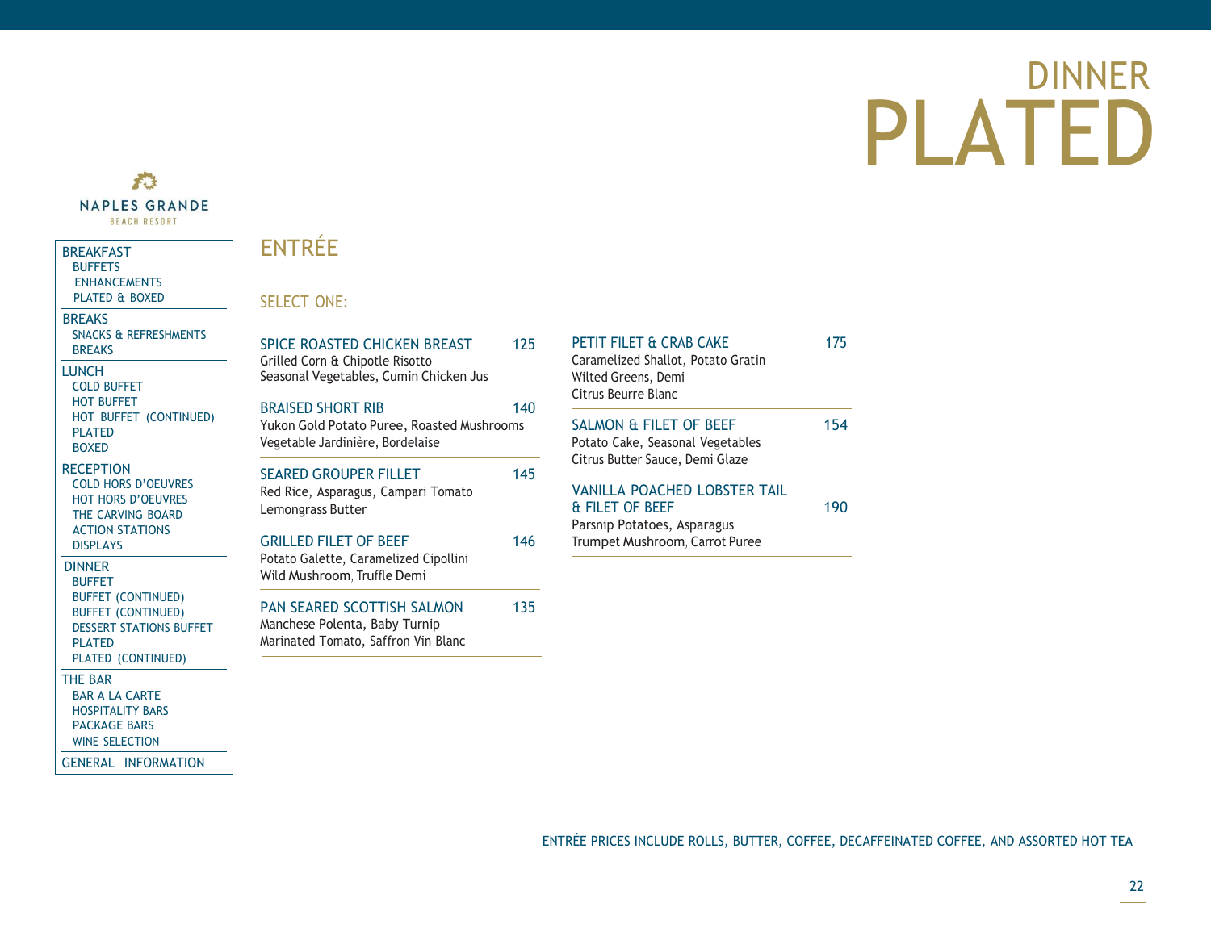# DINNER PLATED

NAPLES GRANDE BEACH RESORT

- BREAKFAST
  - BUFFETS
  - ENHANCEMENTS
  - PLATED & BOXED
- BREAKS
  - SNACKS & REFRESHMENTS
  - BREAKS
- LUNCH
  - COLD BUFFET
  - HOT BUFFET
  - HOT BUFFET (CONTINUED)
  - PLATED
  - BOXED
- RECEPTION
  - COLD HORS D'OEUVRES
  - HOT HORS D'OEUVRES
  - THE CARVING BOARD
  - ACTION STATIONS
  - DISPLAYS
- DINNER
  - BUFFET
  - BUFFET (CONTINUED)
  - BUFFET (CONTINUED)
  - DESSERT STATIONS BUFFET
  - PLATED
  - PLATED (CONTINUED)
- THE BAR
  - BAR A LA CARTE
  - HOSPITALITY BARS
  - PACKAGE BARS
  - WINE SELECTION
- GENERAL INFORMATION

## ENTRÉE

SELECT ONE:

**SPICE ROASTED CHICKEN BREAST** 125
Grilled Corn & Chipotle Risotto
Seasonal Vegetables, Cumin Chicken Jus

**BRAISED SHORT RIB** 140
Yukon Gold Potato Puree, Roasted Mushrooms
Vegetable Jardinière, Bordelaise

**SEARED GROUPER FILLET** 145
Red Rice, Asparagus, Campari Tomato
Lemongrass Butter

**GRILLED FILET OF BEEF** 146
Potato Galette, Caramelized Cipollini
Wild Mushroom, Truffle Demi

**PAN SEARED SCOTTISH SALMON** 135
Manchese Polenta, Baby Turnip
Marinated Tomato, Saffron Vin Blanc

**PETIT FILET & CRAB CAKE** 175
Caramelized Shallot, Potato Gratin
Wilted Greens, Demi
Citrus Beurre Blanc

**SALMON & FILET OF BEEF** 154
Potato Cake, Seasonal Vegetables
Citrus Butter Sauce, Demi Glaze

**VANILLA POACHED LOBSTER TAIL & FILET OF BEEF** 190
Parsnip Potatoes, Asparagus
Trumpet Mushroom, Carrot Puree

ENTRÉE PRICES INCLUDE ROLLS, BUTTER, COFFEE, DECAFFEINATED COFFEE, AND ASSORTED HOT TEA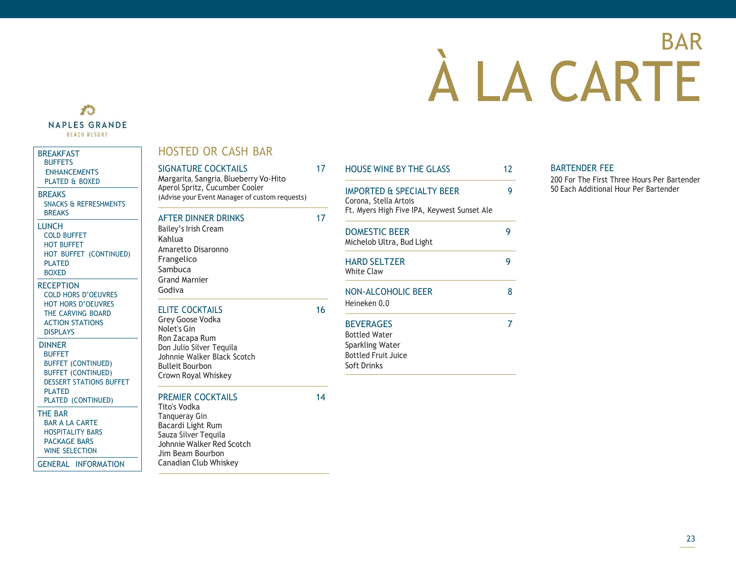# BAR À LA CARTE

NAPLES GRANDE BEACH RESORT

- BREAKFAST
  - BUFFETS
  - ENHANCEMENTS
  - PLATED & BOXED
- BREAKS
  - SNACKS & REFRESHMENTS
  - BREAKS
- LUNCH
  - COLD BUFFET
  - HOT BUFFET
  - HOT BUFFET (CONTINUED)
  - PLATED
  - BOXED
- RECEPTION
  - COLD HORS D'OEUVRES
  - HOT HORS D'OEUVRES
  - THE CARVING BOARD
  - ACTION STATIONS
  - DISPLAYS
- DINNER
  - BUFFET
  - BUFFET (CONTINUED)
  - BUFFET (CONTINUED)
  - DESSERT STATIONS BUFFET
  - PLATED
  - PLATED (CONTINUED)
- THE BAR
  - BAR A LA CARTE
  - HOSPITALITY BARS
  - PACKAGE BARS
  - WINE SELECTION
- GENERAL INFORMATION

## HOSTED OR CASH BAR

### SIGNATURE COCKTAILS — 17

Margarita, Sangria, Blueberry Vo-Hito  
Aperol Spritz, Cucumber Cooler  
(Advise your Event Manager of custom requests)

### AFTER DINNER DRINKS — 17

Bailey's Irish Cream  
Kahlua  
Amaretto Disaronno  
Frangelico  
Sambuca  
Grand Marnier  
Godiva

### ELITE COCKTAILS — 16

Grey Goose Vodka  
Nolet's Gin  
Ron Zacapa Rum  
Don Julio Silver Tequila  
Johnnie Walker Black Scotch  
Bulleit Bourbon  
Crown Royal Whiskey

### PREMIER COCKTAILS — 14

Tito's Vodka  
Tanqueray Gin  
Bacardi Light Rum  
Sauza Silver Tequila  
Johnnie Walker Red Scotch  
Jim Beam Bourbon  
Canadian Club Whiskey

### HOUSE WINE BY THE GLASS — 12

### IMPORTED & SPECIALTY BEER — 9

Corona, Stella Artois  
Ft. Myers High Five IPA, Keywest Sunset Ale

### DOMESTIC BEER — 9

Michelob Ultra, Bud Light

### HARD SELTZER — 9

White Claw

### NON-ALCOHOLIC BEER — 8

Heineken 0.0

### BEVERAGES — 7

Bottled Water  
Sparkling Water  
Bottled Fruit Juice  
Soft Drinks

### BARTENDER FEE

200 For The First Three Hours Per Bartender  
50 Each Additional Hour Per Bartender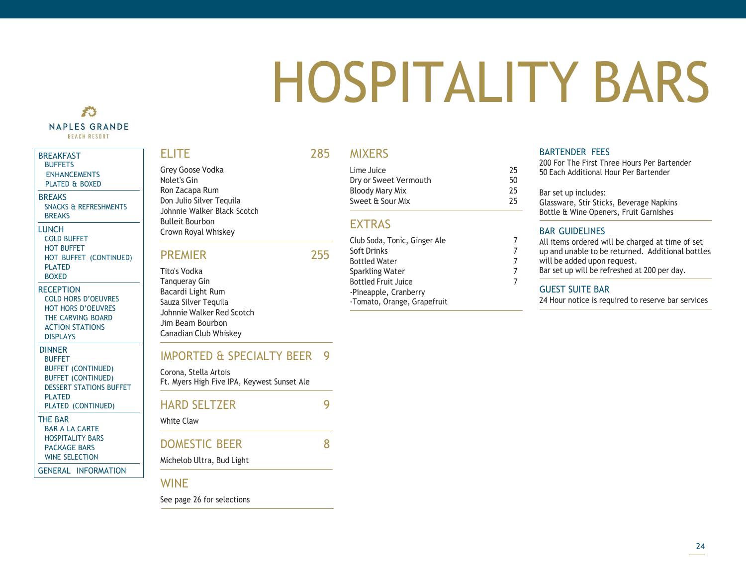# HOSPITALITY BARS

NAPLES GRANDE
BEACH RESORT

- BREAKFAST
  - BUFFETS
  - ENHANCEMENTS
  - PLATED & BOXED
- BREAKS
  - SNACKS & REFRESHMENTS
  - BREAKS
- LUNCH
  - COLD BUFFET
  - HOT BUFFET
  - HOT BUFFET (CONTINUED)
  - PLATED
  - BOXED
- RECEPTION
  - COLD HORS D'OEUVRES
  - HOT HORS D'OEUVRES
  - THE CARVING BOARD
  - ACTION STATIONS
  - DISPLAYS
- DINNER
  - BUFFET
  - BUFFET (CONTINUED)
  - BUFFET (CONTINUED)
  - DESSERT STATIONS BUFFET
  - PLATED
  - PLATED (CONTINUED)
- THE BAR
  - BAR A LA CARTE
  - HOSPITALITY BARS
  - PACKAGE BARS
  - WINE SELECTION
- GENERAL INFORMATION

## ELITE — 285

Grey Goose Vodka
Nolet's Gin
Ron Zacapa Rum
Don Julio Silver Tequila
Johnnie Walker Black Scotch
Bulleit Bourbon
Crown Royal Whiskey

## PREMIER — 255

Tito's Vodka
Tanqueray Gin
Bacardi Light Rum
Sauza Silver Tequila
Johnnie Walker Red Scotch
Jim Beam Bourbon
Canadian Club Whiskey

## IMPORTED & SPECIALTY BEER — 9

Corona, Stella Artois
Ft. Myers High Five IPA, Keywest Sunset Ale

## HARD SELTZER — 9

White Claw

## DOMESTIC BEER — 8

Michelob Ultra, Bud Light

## WINE

See page 26 for selections

## MIXERS

| Item | Price |
| --- | --- |
| Lime Juice | 25 |
| Dry or Sweet Vermouth | 50 |
| Bloody Mary Mix | 25 |
| Sweet & Sour Mix | 25 |

## EXTRAS

| Item | Price |
| --- | --- |
| Club Soda, Tonic, Ginger Ale | 7 |
| Soft Drinks | 7 |
| Bottled Water | 7 |
| Sparkling Water | 7 |
| Bottled Fruit Juice | 7 |

-Pineapple, Cranberry
-Tomato, Orange, Grapefruit

## BARTENDER FEES

200 For The First Three Hours Per Bartender
50 Each Additional Hour Per Bartender

Bar set up includes:
Glassware, Stir Sticks, Beverage Napkins
Bottle & Wine Openers, Fruit Garnishes

## BAR GUIDELINES

All items ordered will be charged at time of set up and unable to be returned. Additional bottles will be added upon request.
Bar set up will be refreshed at 200 per day.

## GUEST SUITE BAR

24 Hour notice is required to reserve bar services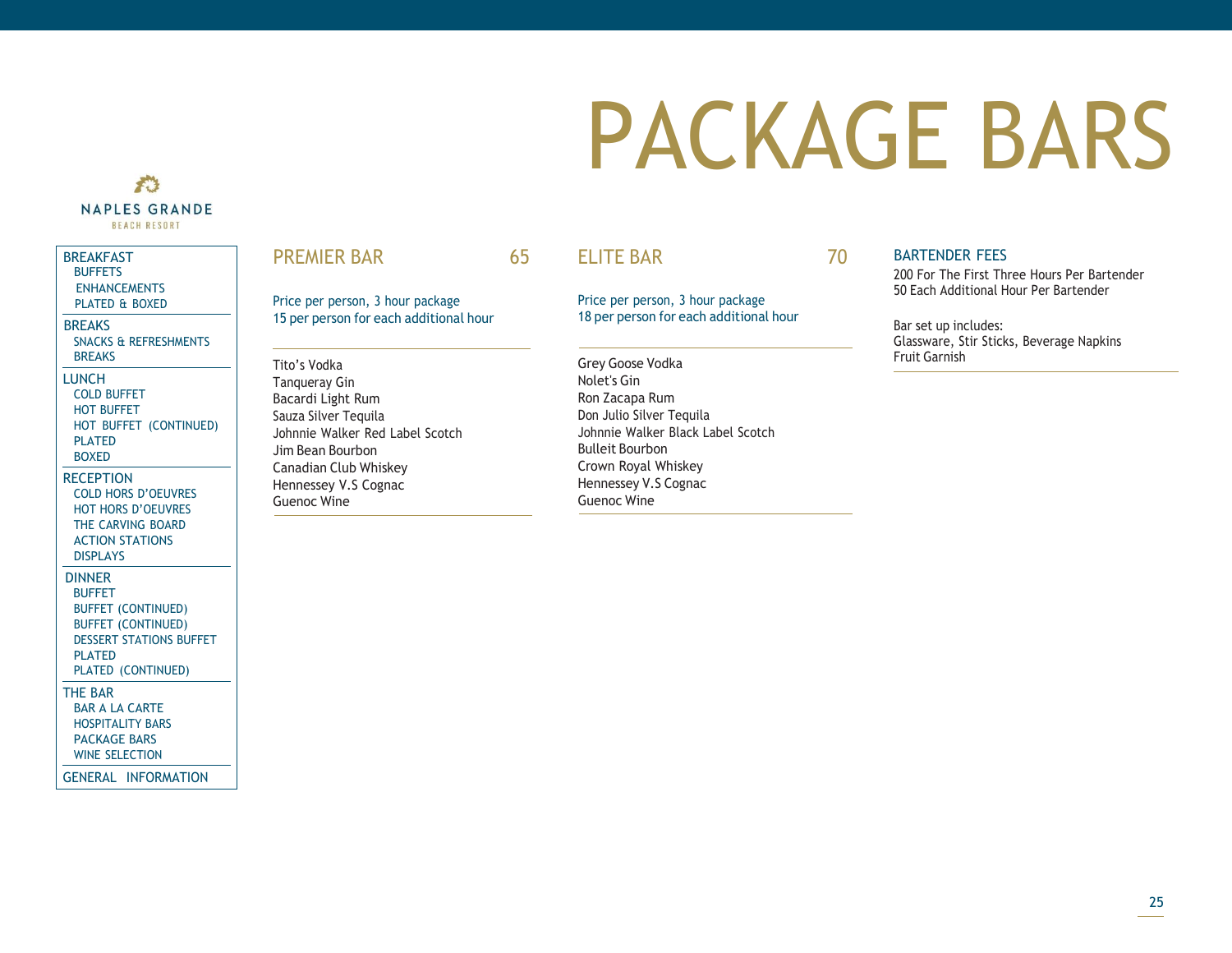# PACKAGE BARS

NAPLES GRANDE
BEACH RESORT

BREAKFAST
- BUFFETS
- ENHANCEMENTS
- PLATED & BOXED

BREAKS
- SNACKS & REFRESHMENTS
- BREAKS

LUNCH
- COLD BUFFET
- HOT BUFFET
- HOT BUFFET (CONTINUED)
- PLATED
- BOXED

RECEPTION
- COLD HORS D'OEUVRES
- HOT HORS D'OEUVRES
- THE CARVING BOARD
- ACTION STATIONS
- DISPLAYS

DINNER
- BUFFET
- BUFFET (CONTINUED)
- BUFFET (CONTINUED)
- DESSERT STATIONS BUFFET
- PLATED
- PLATED (CONTINUED)

THE BAR
- BAR A LA CARTE
- HOSPITALITY BARS
- PACKAGE BARS
- WINE SELECTION

GENERAL INFORMATION

## PREMIER BAR 65

Price per person, 3 hour package
15 per person for each additional hour

Tito's Vodka
Tanqueray Gin
Bacardi Light Rum
Sauza Silver Tequila
Johnnie Walker Red Label Scotch
Jim Bean Bourbon
Canadian Club Whiskey
Hennessey V.S Cognac
Guenoc Wine

## ELITE BAR 70

Price per person, 3 hour package
18 per person for each additional hour

Grey Goose Vodka
Nolet's Gin
Ron Zacapa Rum
Don Julio Silver Tequila
Johnnie Walker Black Label Scotch
Bulleit Bourbon
Crown Royal Whiskey
Hennessey V.S Cognac
Guenoc Wine

## BARTENDER FEES

200 For The First Three Hours Per Bartender
50 Each Additional Hour Per Bartender

Bar set up includes:
Glassware, Stir Sticks, Beverage Napkins
Fruit Garnish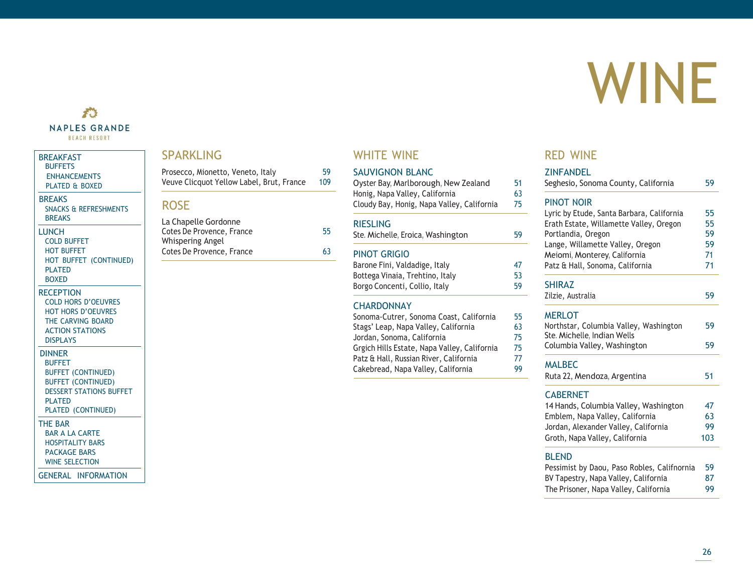# WINE

NAPLES GRANDE
BEACH RESORT

- BREAKFAST
  - BUFFETS
  - ENHANCEMENTS
  - PLATED & BOXED
- BREAKS
  - SNACKS & REFRESHMENTS
  - BREAKS
- LUNCH
  - COLD BUFFET
  - HOT BUFFET
  - HOT BUFFET (CONTINUED)
  - PLATED
  - BOXED
- RECEPTION
  - COLD HORS D'OEUVRES
  - HOT HORS D'OEUVRES
  - THE CARVING BOARD
  - ACTION STATIONS
  - DISPLAYS
- DINNER
  - BUFFET
  - BUFFET (CONTINUED)
  - BUFFET (CONTINUED)
  - DESSERT STATIONS BUFFET
  - PLATED
  - PLATED (CONTINUED)
- THE BAR
  - BAR A LA CARTE
  - HOSPITALITY BARS
  - PACKAGE BARS
  - WINE SELECTION
- GENERAL INFORMATION

## SPARKLING

| | |
|---|---|
| Prosecco, Mionetto, Veneto, Italy | 59 |
| Veuve Clicquot Yellow Label, Brut, France | 109 |

## ROSE

| | |
|---|---|
| La Chapelle Gordonne Cotes De Provence, France | 55 |
| Whispering Angel Cotes De Provence, France | 63 |

## WHITE WINE

### SAUVIGNON BLANC

| | |
|---|---|
| Oyster Bay, Marlborough, New Zealand | 51 |
| Honig, Napa Valley, California | 63 |
| Cloudy Bay, Honig, Napa Valley, California | 75 |

### RIESLING

| | |
|---|---|
| Ste. Michelle, Eroica, Washington | 59 |

### PINOT GRIGIO

| | |
|---|---|
| Barone Fini, Valdadige, Italy | 47 |
| Bottega Vinaia, Trehtino, Italy | 53 |
| Borgo Concenti, Collio, Italy | 59 |

### CHARDONNAY

| | |
|---|---|
| Sonoma-Cutrer, Sonoma Coast, California | 55 |
| Stags' Leap, Napa Valley, California | 63 |
| Jordan, Sonoma, California | 75 |
| Grgich Hills Estate, Napa Valley, California | 75 |
| Patz & Hall, Russian River, California | 77 |
| Cakebread, Napa Valley, California | 99 |

## RED WINE

### ZINFANDEL

| | |
|---|---|
| Seghesio, Sonoma County, California | 59 |

### PINOT NOIR

| | |
|---|---|
| Lyric by Etude, Santa Barbara, California | 55 |
| Erath Estate, Willamette Valley, Oregon | 55 |
| Portlandia, Oregon | 59 |
| Lange, Willamette Valley, Oregon | 59 |
| Meiomi, Monterey, California | 71 |
| Patz & Hall, Sonoma, California | 71 |

### SHIRAZ

| | |
|---|---|
| Zilzie, Australia | 59 |

### MERLOT

| | |
|---|---|
| Northstar, Columbia Valley, Washington | 59 |
| Ste. Michelle, Indian Wells Columbia Valley, Washington | 59 |

### MALBEC

| | |
|---|---|
| Ruta 22, Mendoza, Argentina | 51 |

### CABERNET

| | |
|---|---|
| 14 Hands, Columbia Valley, Washington | 47 |
| Emblem, Napa Valley, California | 63 |
| Jordan, Alexander Valley, California | 99 |
| Groth, Napa Valley, California | 103 |

### BLEND

| | |
|---|---|
| Pessimist by Daou, Paso Robles, Califnornia | 59 |
| BV Tapestry, Napa Valley, California | 87 |
| The Prisoner, Napa Valley, California | 99 |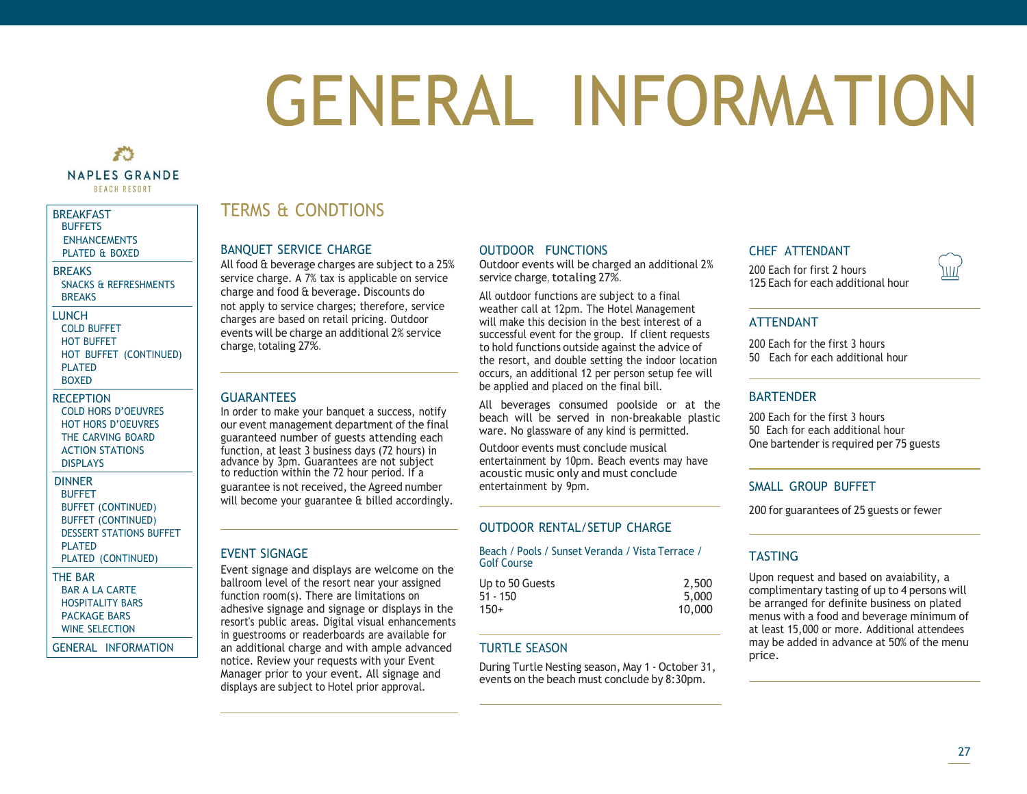# GENERAL INFORMATION

NAPLES GRANDE
BEACH RESORT

BREAKFAST
- BUFFETS
- ENHANCEMENTS
- PLATED & BOXED

BREAKS
- SNACKS & REFRESHMENTS
- BREAKS

LUNCH
- COLD BUFFET
- HOT BUFFET
- HOT BUFFET (CONTINUED)
- PLATED
- BOXED

RECEPTION
- COLD HORS D'OEUVRES
- HOT HORS D'OEUVRES
- THE CARVING BOARD
- ACTION STATIONS
- DISPLAYS

DINNER
- BUFFET
- BUFFET (CONTINUED)
- BUFFET (CONTINUED)
- DESSERT STATIONS BUFFET
- PLATED
- PLATED (CONTINUED)

THE BAR
- BAR A LA CARTE
- HOSPITALITY BARS
- PACKAGE BARS
- WINE SELECTION

GENERAL INFORMATION

## TERMS & CONDTIONS

### BANQUET SERVICE CHARGE

All food & beverage charges are subject to a 25% service charge. A 7% tax is applicable on service charge and food & beverage. Discounts do not apply to service charges; therefore, service charges are based on retail pricing. Outdoor events will be charge an additional 2% service charge, totaling 27%.

### GUARANTEES

In order to make your banquet a success, notify our event management department of the final guaranteed number of guests attending each function, at least 3 business days (72 hours) in advance by 3pm. Guarantees are not subject to reduction within the 72 hour period. If a guarantee is not received, the Agreed number will become your guarantee & billed accordingly.

### EVENT SIGNAGE

Event signage and displays are welcome on the ballroom level of the resort near your assigned function room(s). There are limitations on adhesive signage and signage or displays in the resort's public areas. Digital visual enhancements in guestrooms or readerboards are available for an additional charge and with ample advanced notice. Review your requests with your Event Manager prior to your event. All signage and displays are subject to Hotel prior approval.

### OUTDOOR FUNCTIONS

Outdoor events will be charged an additional 2% service charge, totaling 27%.

All outdoor functions are subject to a final weather call at 12pm. The Hotel Management will make this decision in the best interest of a successful event for the group. If client requests to hold functions outside against the advice of the resort, and double setting the indoor location occurs, an additional 12 per person setup fee will be applied and placed on the final bill.

All beverages consumed poolside or at the beach will be served in non-breakable plastic ware. No glassware of any kind is permitted.

Outdoor events must conclude musical entertainment by 10pm. Beach events may have acoustic music only and must conclude entertainment by 9pm.

### OUTDOOR RENTAL/SETUP CHARGE

Beach / Pools / Sunset Veranda / Vista Terrace / Golf Course

| | |
|---|---|
| Up to 50 Guests | 2,500 |
| 51 - 150 | 5,000 |
| 150+ | 10,000 |

### TURTLE SEASON

During Turtle Nesting season, May 1 - October 31, events on the beach must conclude by 8:30pm.

### CHEF ATTENDANT

200 Each for first 2 hours
125 Each for each additional hour

### ATTENDANT

200 Each for the first 3 hours
50 Each for each additional hour

### BARTENDER

200 Each for the first 3 hours
50 Each for each additional hour
One bartender is required per 75 guests

### SMALL GROUP BUFFET

200 for guarantees of 25 guests or fewer

### TASTING

Upon request and based on avaiability, a complimentary tasting of up to 4 persons will be arranged for definite business on plated menus with a food and beverage minimum of at least 15,000 or more. Additional attendees may be added in advance at 50% of the menu price.